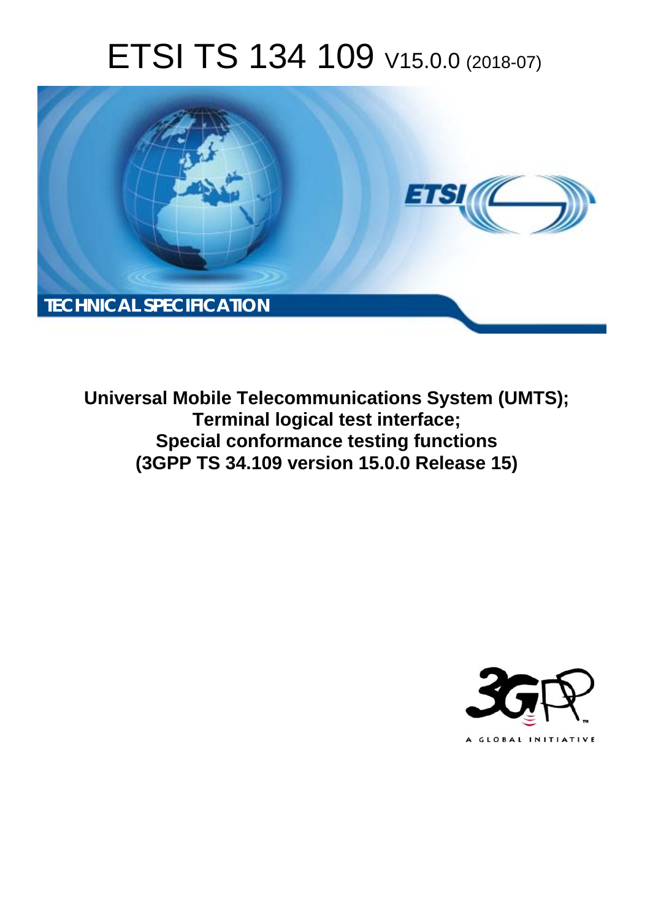# ETSI TS 134 109 V15.0.0 (2018-07)

TECHNICAL SPECIFICATION

**Universal Mobile Telecommunications System (UMTS);**
**Terminal logical test interface;**
**Special conformance testing functions**
**(3GPP TS 34.109 version 15.0.0 Release 15)**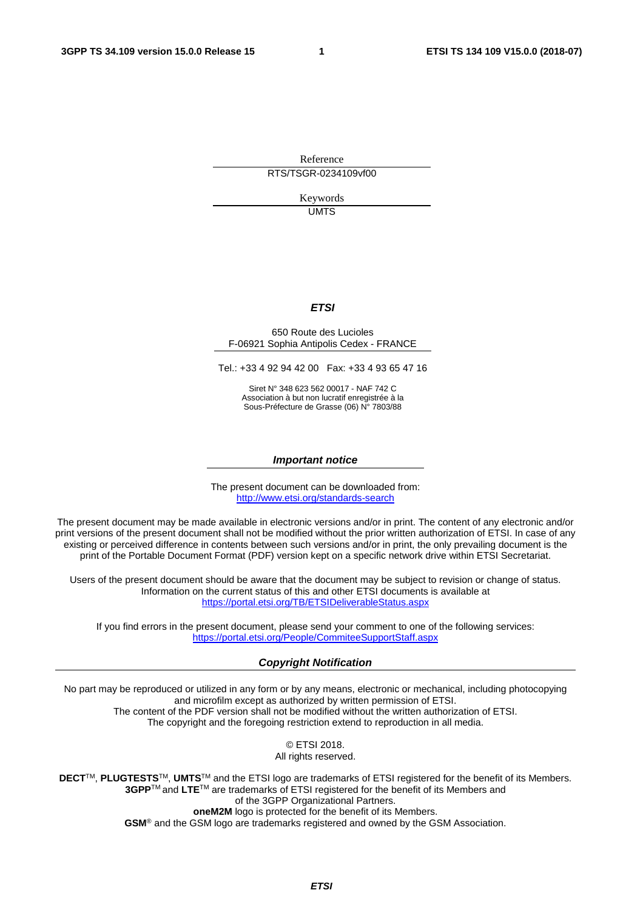Reference

RTS/TSGR-0234109vf00

Keywords

UMTS

***ETSI***

650 Route des Lucioles
F-06921 Sophia Antipolis Cedex - FRANCE

Tel.: +33 4 92 94 42 00   Fax: +33 4 93 65 47 16

Siret N° 348 623 562 00017 - NAF 742 C
Association à but non lucratif enregistrée à la
Sous-Préfecture de Grasse (06) N° 7803/88

***Important notice***

The present document can be downloaded from:
http://www.etsi.org/standards-search

The present document may be made available in electronic versions and/or in print. The content of any electronic and/or print versions of the present document shall not be modified without the prior written authorization of ETSI. In case of any existing or perceived difference in contents between such versions and/or in print, the only prevailing document is the print of the Portable Document Format (PDF) version kept on a specific network drive within ETSI Secretariat.

Users of the present document should be aware that the document may be subject to revision or change of status. Information on the current status of this and other ETSI documents is available at
https://portal.etsi.org/TB/ETSIDeliverableStatus.aspx

If you find errors in the present document, please send your comment to one of the following services:
https://portal.etsi.org/People/CommiteeSupportStaff.aspx

***Copyright Notification***

No part may be reproduced or utilized in any form or by any means, electronic or mechanical, including photocopying and microfilm except as authorized by written permission of ETSI.
The content of the PDF version shall not be modified without the written authorization of ETSI.
The copyright and the foregoing restriction extend to reproduction in all media.

© ETSI 2018.
All rights reserved.

**DECT**™, **PLUGTESTS**™, **UMTS**™ and the ETSI logo are trademarks of ETSI registered for the benefit of its Members.
**3GPP**™ and **LTE**™ are trademarks of ETSI registered for the benefit of its Members and
of the 3GPP Organizational Partners.
**oneM2M** logo is protected for the benefit of its Members.
**GSM**® and the GSM logo are trademarks registered and owned by the GSM Association.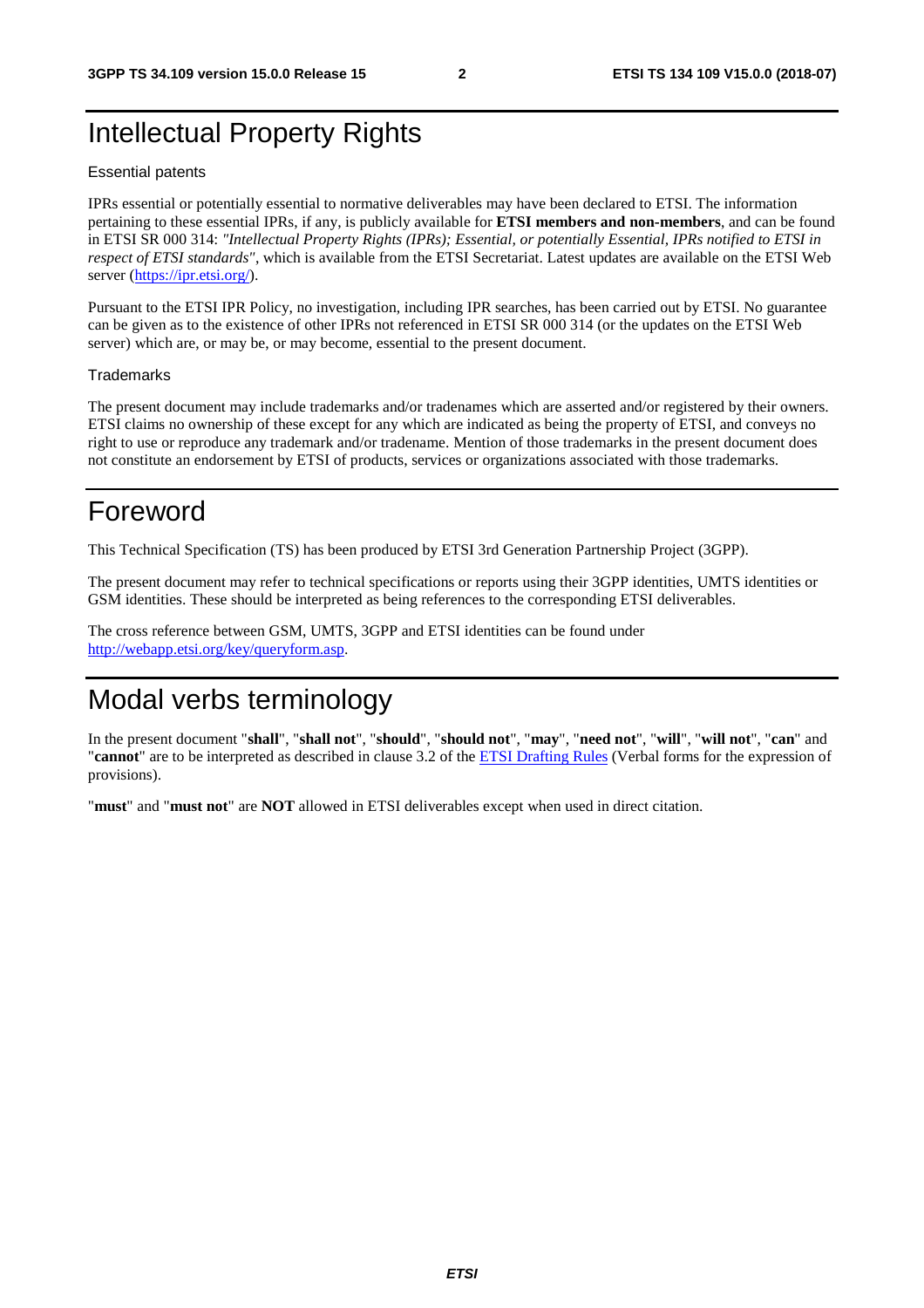# Intellectual Property Rights

Essential patents

IPRs essential or potentially essential to normative deliverables may have been declared to ETSI. The information pertaining to these essential IPRs, if any, is publicly available for **ETSI members and non-members**, and can be found in ETSI SR 000 314: *"Intellectual Property Rights (IPRs); Essential, or potentially Essential, IPRs notified to ETSI in respect of ETSI standards"*, which is available from the ETSI Secretariat. Latest updates are available on the ETSI Web server (https://ipr.etsi.org/).

Pursuant to the ETSI IPR Policy, no investigation, including IPR searches, has been carried out by ETSI. No guarantee can be given as to the existence of other IPRs not referenced in ETSI SR 000 314 (or the updates on the ETSI Web server) which are, or may be, or may become, essential to the present document.

Trademarks

The present document may include trademarks and/or tradenames which are asserted and/or registered by their owners. ETSI claims no ownership of these except for any which are indicated as being the property of ETSI, and conveys no right to use or reproduce any trademark and/or tradename. Mention of those trademarks in the present document does not constitute an endorsement by ETSI of products, services or organizations associated with those trademarks.

# Foreword

This Technical Specification (TS) has been produced by ETSI 3rd Generation Partnership Project (3GPP).

The present document may refer to technical specifications or reports using their 3GPP identities, UMTS identities or GSM identities. These should be interpreted as being references to the corresponding ETSI deliverables.

The cross reference between GSM, UMTS, 3GPP and ETSI identities can be found under http://webapp.etsi.org/key/queryform.asp.

# Modal verbs terminology

In the present document "**shall**", "**shall not**", "**should**", "**should not**", "**may**", "**need not**", "**will**", "**will not**", "**can**" and "**cannot**" are to be interpreted as described in clause 3.2 of the ETSI Drafting Rules (Verbal forms for the expression of provisions).

"**must**" and "**must not**" are **NOT** allowed in ETSI deliverables except when used in direct citation.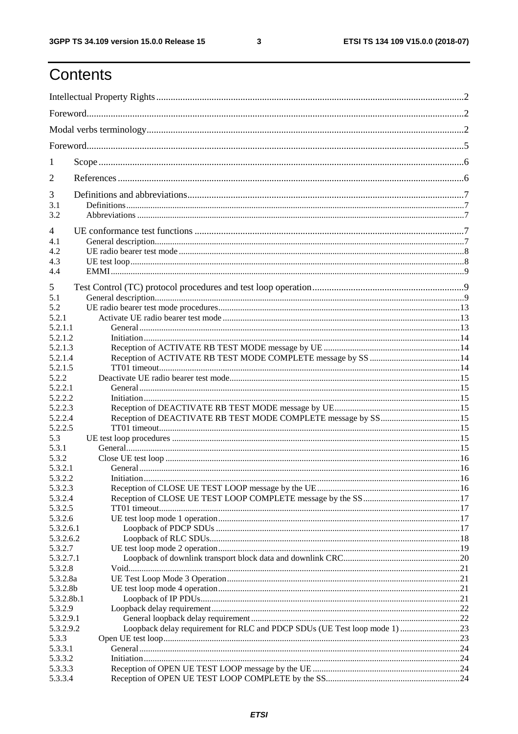# Contents

Intellectual Property Rights ..... 2

Foreword ..... 2

Modal verbs terminology ..... 2

Foreword ..... 5

1 Scope ..... 6

2 References ..... 6

3 Definitions and abbreviations ..... 7
- 3.1 Definitions ..... 7
- 3.2 Abbreviations ..... 7

4 UE conformance test functions ..... 7
- 4.1 General description ..... 7
- 4.2 UE radio bearer test mode ..... 8
- 4.3 UE test loop ..... 8
- 4.4 EMMI ..... 9

5 Test Control (TC) protocol procedures and test loop operation ..... 9
- 5.1 General description ..... 9
- 5.2 UE radio bearer test mode procedures ..... 13
- 5.2.1 Activate UE radio bearer test mode ..... 13
- 5.2.1.1 General ..... 13
- 5.2.1.2 Initiation ..... 14
- 5.2.1.3 Reception of ACTIVATE RB TEST MODE message by UE ..... 14
- 5.2.1.4 Reception of ACTIVATE RB TEST MODE COMPLETE message by SS ..... 14
- 5.2.1.5 TT01 timeout ..... 14
- 5.2.2 Deactivate UE radio bearer test mode ..... 15
- 5.2.2.1 General ..... 15
- 5.2.2.2 Initiation ..... 15
- 5.2.2.3 Reception of DEACTIVATE RB TEST MODE message by UE ..... 15
- 5.2.2.4 Reception of DEACTIVATE RB TEST MODE COMPLETE message by SS ..... 15
- 5.2.2.5 TT01 timeout ..... 15
- 5.3 UE test loop procedures ..... 15
- 5.3.1 General ..... 15
- 5.3.2 Close UE test loop ..... 16
- 5.3.2.1 General ..... 16
- 5.3.2.2 Initiation ..... 16
- 5.3.2.3 Reception of CLOSE UE TEST LOOP message by the UE ..... 16
- 5.3.2.4 Reception of CLOSE UE TEST LOOP COMPLETE message by the SS ..... 17
- 5.3.2.5 TT01 timeout ..... 17
- 5.3.2.6 UE test loop mode 1 operation ..... 17
- 5.3.2.6.1 Loopback of PDCP SDUs ..... 17
- 5.3.2.6.2 Loopback of RLC SDUs ..... 18
- 5.3.2.7 UE test loop mode 2 operation ..... 19
- 5.3.2.7.1 Loopback of downlink transport block data and downlink CRC ..... 20
- 5.3.2.8 Void ..... 21
- 5.3.2.8a UE Test Loop Mode 3 Operation ..... 21
- 5.3.2.8b UE test loop mode 4 operation ..... 21
- 5.3.2.8b.1 Loopback of IP PDUs ..... 21
- 5.3.2.9 Loopback delay requirement ..... 22
- 5.3.2.9.1 General loopback delay requirement ..... 22
- 5.3.2.9.2 Loopback delay requirement for RLC and PDCP SDUs (UE Test loop mode 1) ..... 23
- 5.3.3 Open UE test loop ..... 23
- 5.3.3.1 General ..... 24
- 5.3.3.2 Initiation ..... 24
- 5.3.3.3 Reception of OPEN UE TEST LOOP message by the UE ..... 24
- 5.3.3.4 Reception of OPEN UE TEST LOOP COMPLETE by the SS ..... 24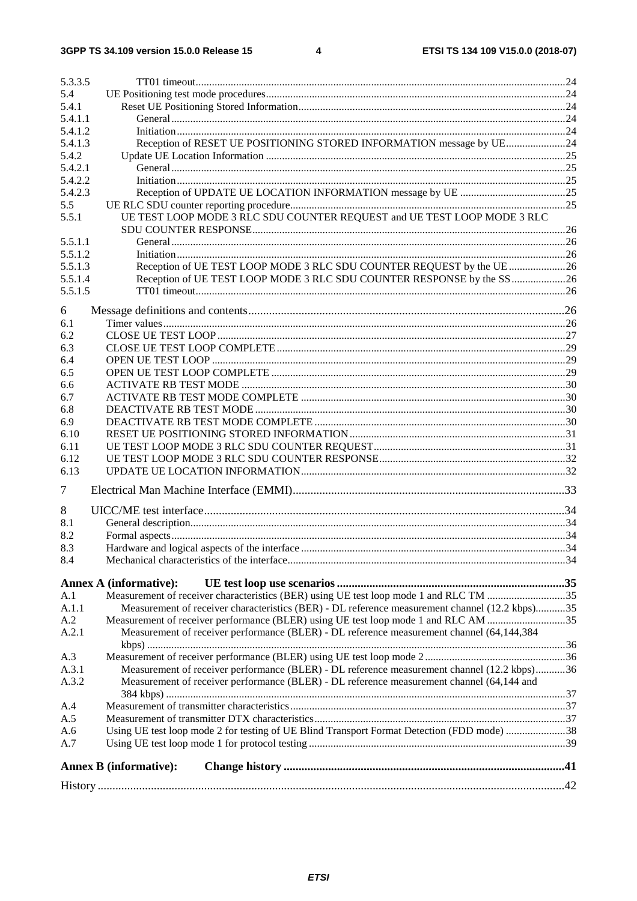5.3.3.5 TT01 timeout ........ 24
5.4 UE Positioning test mode procedures ........ 24
5.4.1 Reset UE Positioning Stored Information ........ 24
5.4.1.1 General ........ 24
5.4.1.2 Initiation ........ 24
5.4.1.3 Reception of RESET UE POSITIONING STORED INFORMATION message by UE ........ 24
5.4.2 Update UE Location Information ........ 25
5.4.2.1 General ........ 25
5.4.2.2 Initiation ........ 25
5.4.2.3 Reception of UPDATE UE LOCATION INFORMATION message by UE ........ 25
5.5 UE RLC SDU counter reporting procedure ........ 25
5.5.1 UE TEST LOOP MODE 3 RLC SDU COUNTER REQUEST and UE TEST LOOP MODE 3 RLC SDU COUNTER RESPONSE ........ 26
5.5.1.1 General ........ 26
5.5.1.2 Initiation ........ 26
5.5.1.3 Reception of UE TEST LOOP MODE 3 RLC SDU COUNTER REQUEST by the UE ........ 26
5.5.1.4 Reception of UE TEST LOOP MODE 3 RLC SDU COUNTER RESPONSE by the SS ........ 26
5.5.1.5 TT01 timeout ........ 26

6 Message definitions and contents ........ 26
6.1 Timer values ........ 26
6.2 CLOSE UE TEST LOOP ........ 27
6.3 CLOSE UE TEST LOOP COMPLETE ........ 29
6.4 OPEN UE TEST LOOP ........ 29
6.5 OPEN UE TEST LOOP COMPLETE ........ 29
6.6 ACTIVATE RB TEST MODE ........ 30
6.7 ACTIVATE RB TEST MODE COMPLETE ........ 30
6.8 DEACTIVATE RB TEST MODE ........ 30
6.9 DEACTIVATE RB TEST MODE COMPLETE ........ 30
6.10 RESET UE POSITIONING STORED INFORMATION ........ 31
6.11 UE TEST LOOP MODE 3 RLC SDU COUNTER REQUEST ........ 31
6.12 UE TEST LOOP MODE 3 RLC SDU COUNTER RESPONSE ........ 32
6.13 UPDATE UE LOCATION INFORMATION ........ 32

7 Electrical Man Machine Interface (EMMI) ........ 33

8 UICC/ME test interface ........ 34
8.1 General description ........ 34
8.2 Formal aspects ........ 34
8.3 Hardware and logical aspects of the interface ........ 34
8.4 Mechanical characteristics of the interface ........ 34

**Annex A (informative): UE test loop use scenarios** ........ 35
A.1 Measurement of receiver characteristics (BER) using UE test loop mode 1 and RLC TM ........ 35
A.1.1 Measurement of receiver characteristics (BER) - DL reference measurement channel (12.2 kbps) ........ 35
A.2 Measurement of receiver performance (BLER) using UE test loop mode 1 and RLC AM ........ 35
A.2.1 Measurement of receiver performance (BLER) - DL reference measurement channel (64,144,384 kbps) ........ 36
A.3 Measurement of receiver performance (BLER) using UE test loop mode 2 ........ 36
A.3.1 Measurement of receiver performance (BLER) - DL reference measurement channel (12.2 kbps) ........ 36
A.3.2 Measurement of receiver performance (BLER) - DL reference measurement channel (64,144 and 384 kbps) ........ 37
A.4 Measurement of transmitter characteristics ........ 37
A.5 Measurement of transmitter DTX characteristics ........ 37
A.6 Using UE test loop mode 2 for testing of UE Blind Transport Format Detection (FDD mode) ........ 38
A.7 Using UE test loop mode 1 for protocol testing ........ 39

**Annex B (informative): Change history** ........ 41

History ........ 42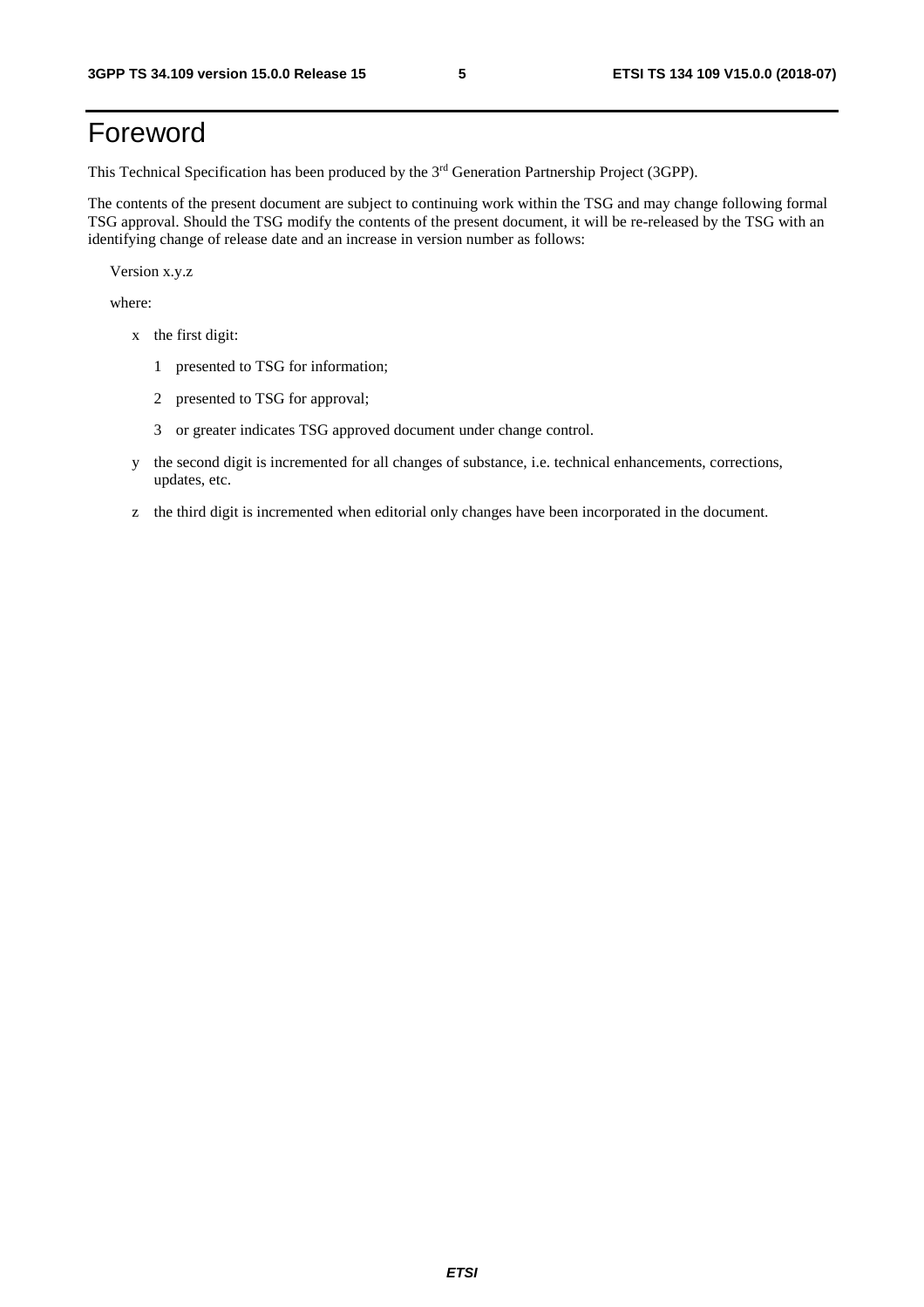# Foreword

This Technical Specification has been produced by the 3rd Generation Partnership Project (3GPP).

The contents of the present document are subject to continuing work within the TSG and may change following formal TSG approval. Should the TSG modify the contents of the present document, it will be re-released by the TSG with an identifying change of release date and an increase in version number as follows:

Version x.y.z

where:

- x the first digit:
  - 1 presented to TSG for information;
  - 2 presented to TSG for approval;
  - 3 or greater indicates TSG approved document under change control.
- y the second digit is incremented for all changes of substance, i.e. technical enhancements, corrections, updates, etc.
- z the third digit is incremented when editorial only changes have been incorporated in the document.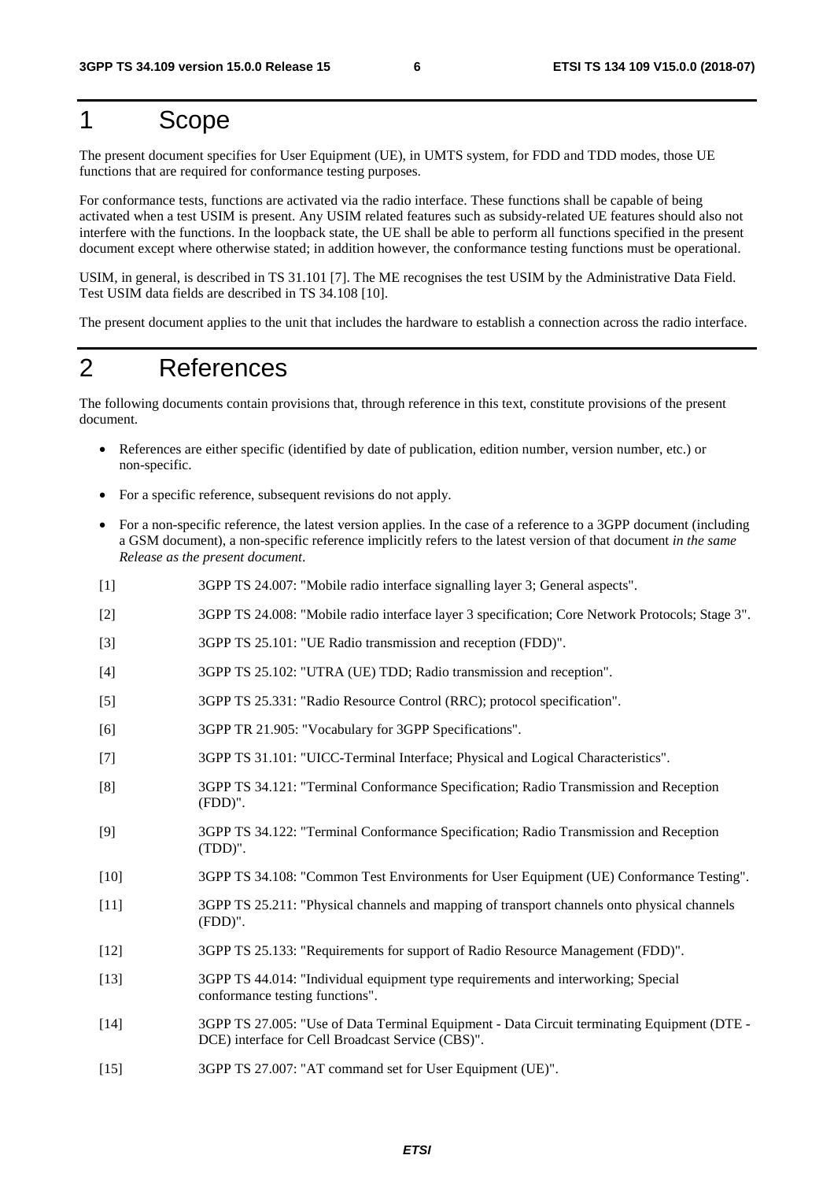# 1 Scope

The present document specifies for User Equipment (UE), in UMTS system, for FDD and TDD modes, those UE functions that are required for conformance testing purposes.

For conformance tests, functions are activated via the radio interface. These functions shall be capable of being activated when a test USIM is present. Any USIM related features such as subsidy-related UE features should also not interfere with the functions. In the loopback state, the UE shall be able to perform all functions specified in the present document except where otherwise stated; in addition however, the conformance testing functions must be operational.

USIM, in general, is described in TS 31.101 [7]. The ME recognises the test USIM by the Administrative Data Field. Test USIM data fields are described in TS 34.108 [10].

The present document applies to the unit that includes the hardware to establish a connection across the radio interface.

# 2 References

The following documents contain provisions that, through reference in this text, constitute provisions of the present document.

- References are either specific (identified by date of publication, edition number, version number, etc.) or non-specific.
- For a specific reference, subsequent revisions do not apply.
- For a non-specific reference, the latest version applies. In the case of a reference to a 3GPP document (including a GSM document), a non-specific reference implicitly refers to the latest version of that document *in the same Release as the present document*.

[1] 3GPP TS 24.007: "Mobile radio interface signalling layer 3; General aspects".

[2] 3GPP TS 24.008: "Mobile radio interface layer 3 specification; Core Network Protocols; Stage 3".

[3] 3GPP TS 25.101: "UE Radio transmission and reception (FDD)".

[4] 3GPP TS 25.102: "UTRA (UE) TDD; Radio transmission and reception".

[5] 3GPP TS 25.331: "Radio Resource Control (RRC); protocol specification".

[6] 3GPP TR 21.905: "Vocabulary for 3GPP Specifications".

[7] 3GPP TS 31.101: "UICC-Terminal Interface; Physical and Logical Characteristics".

[8] 3GPP TS 34.121: "Terminal Conformance Specification; Radio Transmission and Reception (FDD)".

[9] 3GPP TS 34.122: "Terminal Conformance Specification; Radio Transmission and Reception (TDD)".

[10] 3GPP TS 34.108: "Common Test Environments for User Equipment (UE) Conformance Testing".

[11] 3GPP TS 25.211: "Physical channels and mapping of transport channels onto physical channels (FDD)".

[12] 3GPP TS 25.133: "Requirements for support of Radio Resource Management (FDD)".

[13] 3GPP TS 44.014: "Individual equipment type requirements and interworking; Special conformance testing functions".

[14] 3GPP TS 27.005: "Use of Data Terminal Equipment - Data Circuit terminating Equipment (DTE - DCE) interface for Cell Broadcast Service (CBS)".

[15] 3GPP TS 27.007: "AT command set for User Equipment (UE)".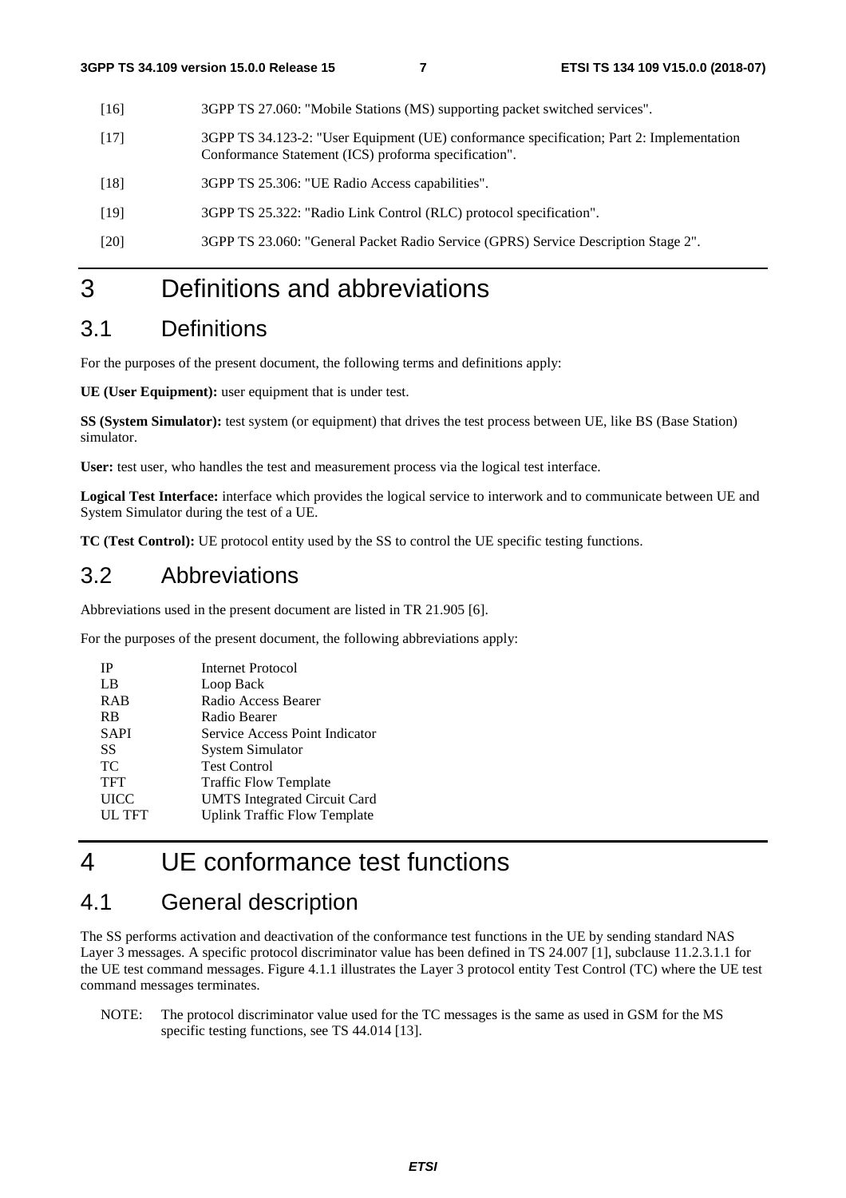[16] 3GPP TS 27.060: "Mobile Stations (MS) supporting packet switched services".

[17] 3GPP TS 34.123-2: "User Equipment (UE) conformance specification; Part 2: Implementation Conformance Statement (ICS) proforma specification".

[18] 3GPP TS 25.306: "UE Radio Access capabilities".

[19] 3GPP TS 25.322: "Radio Link Control (RLC) protocol specification".

[20] 3GPP TS 23.060: "General Packet Radio Service (GPRS) Service Description Stage 2".

# 3 Definitions and abbreviations

## 3.1 Definitions

For the purposes of the present document, the following terms and definitions apply:

**UE (User Equipment):** user equipment that is under test.

**SS (System Simulator):** test system (or equipment) that drives the test process between UE, like BS (Base Station) simulator.

**User:** test user, who handles the test and measurement process via the logical test interface.

**Logical Test Interface:** interface which provides the logical service to interwork and to communicate between UE and System Simulator during the test of a UE.

**TC (Test Control):** UE protocol entity used by the SS to control the UE specific testing functions.

## 3.2 Abbreviations

Abbreviations used in the present document are listed in TR 21.905 [6].

For the purposes of the present document, the following abbreviations apply:

IP Internet Protocol
LB Loop Back
RAB Radio Access Bearer
RB Radio Bearer
SAPI Service Access Point Indicator
SS System Simulator
TC Test Control
TFT Traffic Flow Template
UICC UMTS Integrated Circuit Card
UL TFT Uplink Traffic Flow Template

# 4 UE conformance test functions

## 4.1 General description

The SS performs activation and deactivation of the conformance test functions in the UE by sending standard NAS Layer 3 messages. A specific protocol discriminator value has been defined in TS 24.007 [1], subclause 11.2.3.1.1 for the UE test command messages. Figure 4.1.1 illustrates the Layer 3 protocol entity Test Control (TC) where the UE test command messages terminates.

NOTE: The protocol discriminator value used for the TC messages is the same as used in GSM for the MS specific testing functions, see TS 44.014 [13].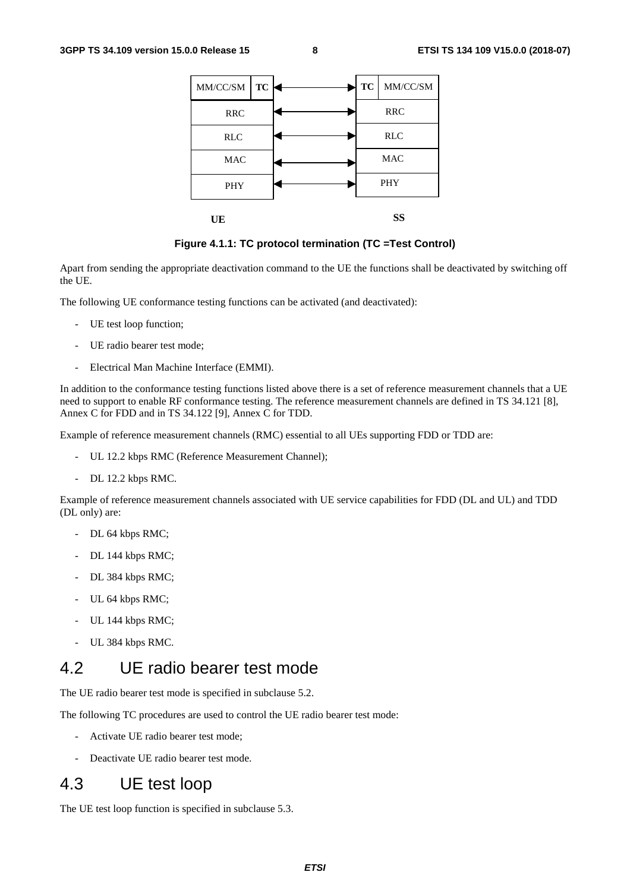| UE | | | SS | |
|---|---|---|---|---|
| MM/CC/SM | TC | ◄──► | TC | MM/CC/SM |
| RRC | | ◄──► | RRC | |
| RLC | | ◄──► | RLC | |
| MAC | | ◄──► | MAC | |
| PHY | | ◄──► | PHY | |

**Figure 4.1.1: TC protocol termination (TC =Test Control)**

Apart from sending the appropriate deactivation command to the UE the functions shall be deactivated by switching off the UE.

The following UE conformance testing functions can be activated (and deactivated):

- UE test loop function;
- UE radio bearer test mode;
- Electrical Man Machine Interface (EMMI).

In addition to the conformance testing functions listed above there is a set of reference measurement channels that a UE need to support to enable RF conformance testing. The reference measurement channels are defined in TS 34.121 [8], Annex C for FDD and in TS 34.122 [9], Annex C for TDD.

Example of reference measurement channels (RMC) essential to all UEs supporting FDD or TDD are:

- UL 12.2 kbps RMC (Reference Measurement Channel);
- DL 12.2 kbps RMC.

Example of reference measurement channels associated with UE service capabilities for FDD (DL and UL) and TDD (DL only) are:

- DL 64 kbps RMC;
- DL 144 kbps RMC;
- DL 384 kbps RMC;
- UL 64 kbps RMC;
- UL 144 kbps RMC;
- UL 384 kbps RMC.

## 4.2 UE radio bearer test mode

The UE radio bearer test mode is specified in subclause 5.2.

The following TC procedures are used to control the UE radio bearer test mode:

- Activate UE radio bearer test mode;
- Deactivate UE radio bearer test mode.

## 4.3 UE test loop

The UE test loop function is specified in subclause 5.3.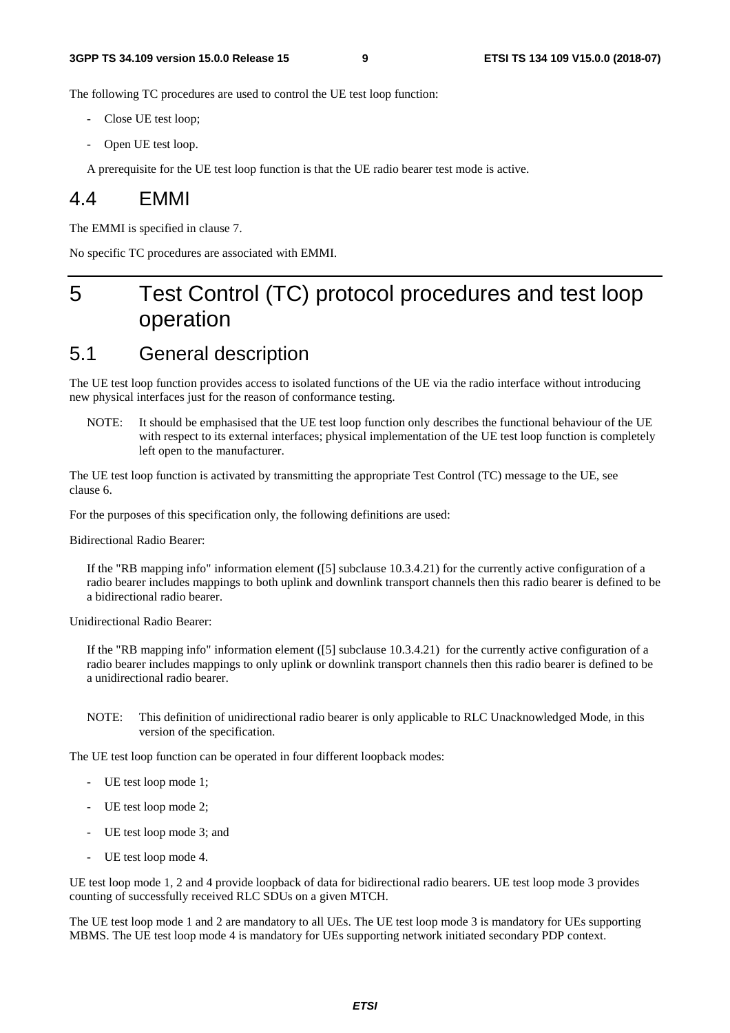The following TC procedures are used to control the UE test loop function:

- Close UE test loop;
- Open UE test loop.

A prerequisite for the UE test loop function is that the UE radio bearer test mode is active.

## 4.4 EMMI

The EMMI is specified in clause 7.

No specific TC procedures are associated with EMMI.

# 5 Test Control (TC) protocol procedures and test loop operation

## 5.1 General description

The UE test loop function provides access to isolated functions of the UE via the radio interface without introducing new physical interfaces just for the reason of conformance testing.

NOTE: It should be emphasised that the UE test loop function only describes the functional behaviour of the UE with respect to its external interfaces; physical implementation of the UE test loop function is completely left open to the manufacturer.

The UE test loop function is activated by transmitting the appropriate Test Control (TC) message to the UE, see clause 6.

For the purposes of this specification only, the following definitions are used:

Bidirectional Radio Bearer:

If the "RB mapping info" information element ([5] subclause 10.3.4.21) for the currently active configuration of a radio bearer includes mappings to both uplink and downlink transport channels then this radio bearer is defined to be a bidirectional radio bearer.

Unidirectional Radio Bearer:

If the "RB mapping info" information element ([5] subclause 10.3.4.21) for the currently active configuration of a radio bearer includes mappings to only uplink or downlink transport channels then this radio bearer is defined to be a unidirectional radio bearer.

NOTE: This definition of unidirectional radio bearer is only applicable to RLC Unacknowledged Mode, in this version of the specification.

The UE test loop function can be operated in four different loopback modes:

- UE test loop mode 1;
- UE test loop mode 2;
- UE test loop mode 3; and
- UE test loop mode 4.

UE test loop mode 1, 2 and 4 provide loopback of data for bidirectional radio bearers. UE test loop mode 3 provides counting of successfully received RLC SDUs on a given MTCH.

The UE test loop mode 1 and 2 are mandatory to all UEs. The UE test loop mode 3 is mandatory for UEs supporting MBMS. The UE test loop mode 4 is mandatory for UEs supporting network initiated secondary PDP context.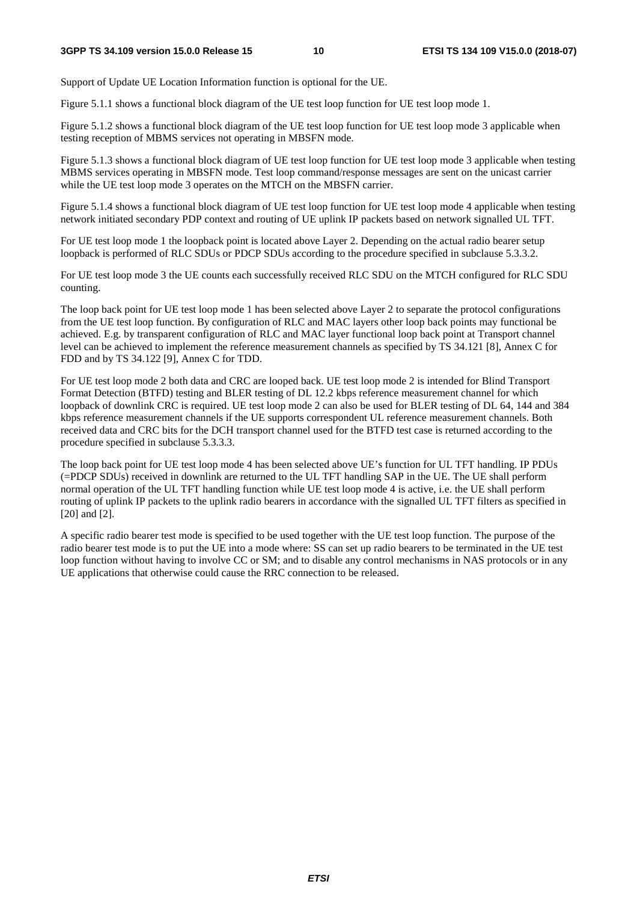Support of Update UE Location Information function is optional for the UE.

Figure 5.1.1 shows a functional block diagram of the UE test loop function for UE test loop mode 1.

Figure 5.1.2 shows a functional block diagram of the UE test loop function for UE test loop mode 3 applicable when testing reception of MBMS services not operating in MBSFN mode.

Figure 5.1.3 shows a functional block diagram of UE test loop function for UE test loop mode 3 applicable when testing MBMS services operating in MBSFN mode. Test loop command/response messages are sent on the unicast carrier while the UE test loop mode 3 operates on the MTCH on the MBSFN carrier.

Figure 5.1.4 shows a functional block diagram of UE test loop function for UE test loop mode 4 applicable when testing network initiated secondary PDP context and routing of UE uplink IP packets based on network signalled UL TFT.

For UE test loop mode 1 the loopback point is located above Layer 2. Depending on the actual radio bearer setup loopback is performed of RLC SDUs or PDCP SDUs according to the procedure specified in subclause 5.3.3.2.

For UE test loop mode 3 the UE counts each successfully received RLC SDU on the MTCH configured for RLC SDU counting.

The loop back point for UE test loop mode 1 has been selected above Layer 2 to separate the protocol configurations from the UE test loop function. By configuration of RLC and MAC layers other loop back points may functional be achieved. E.g. by transparent configuration of RLC and MAC layer functional loop back point at Transport channel level can be achieved to implement the reference measurement channels as specified by TS 34.121 [8], Annex C for FDD and by TS 34.122 [9], Annex C for TDD.

For UE test loop mode 2 both data and CRC are looped back. UE test loop mode 2 is intended for Blind Transport Format Detection (BTFD) testing and BLER testing of DL 12.2 kbps reference measurement channel for which loopback of downlink CRC is required. UE test loop mode 2 can also be used for BLER testing of DL 64, 144 and 384 kbps reference measurement channels if the UE supports correspondent UL reference measurement channels. Both received data and CRC bits for the DCH transport channel used for the BTFD test case is returned according to the procedure specified in subclause 5.3.3.3.

The loop back point for UE test loop mode 4 has been selected above UE's function for UL TFT handling. IP PDUs (=PDCP SDUs) received in downlink are returned to the UL TFT handling SAP in the UE. The UE shall perform normal operation of the UL TFT handling function while UE test loop mode 4 is active, i.e. the UE shall perform routing of uplink IP packets to the uplink radio bearers in accordance with the signalled UL TFT filters as specified in [20] and [2].

A specific radio bearer test mode is specified to be used together with the UE test loop function. The purpose of the radio bearer test mode is to put the UE into a mode where: SS can set up radio bearers to be terminated in the UE test loop function without having to involve CC or SM; and to disable any control mechanisms in NAS protocols or in any UE applications that otherwise could cause the RRC connection to be released.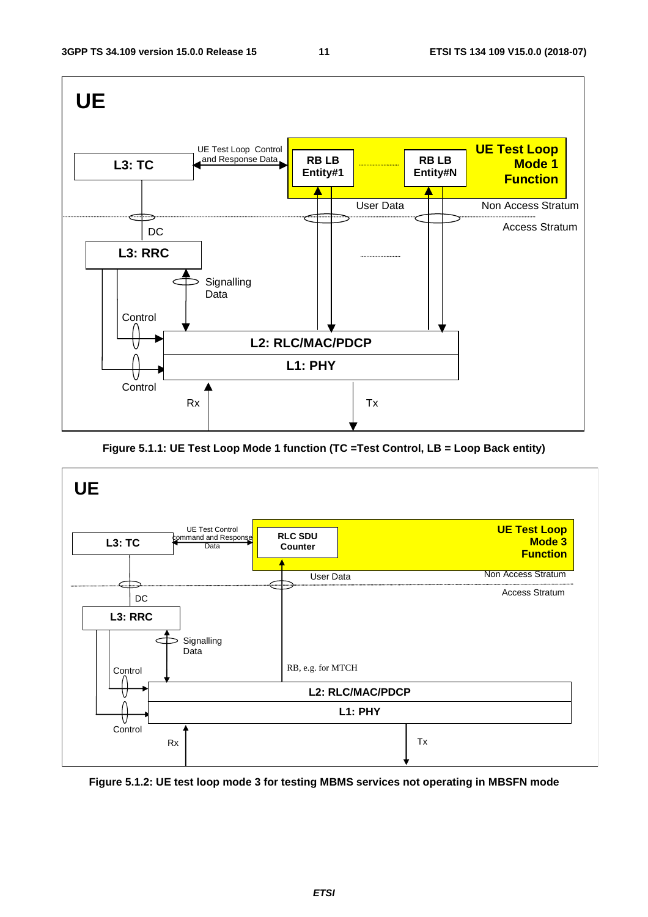**Figure 5.1.1: UE Test Loop Mode 1 function (TC =Test Control, LB = Loop Back entity)**

**Figure 5.1.2: UE test loop mode 3 for testing MBMS services not operating in MBSFN mode**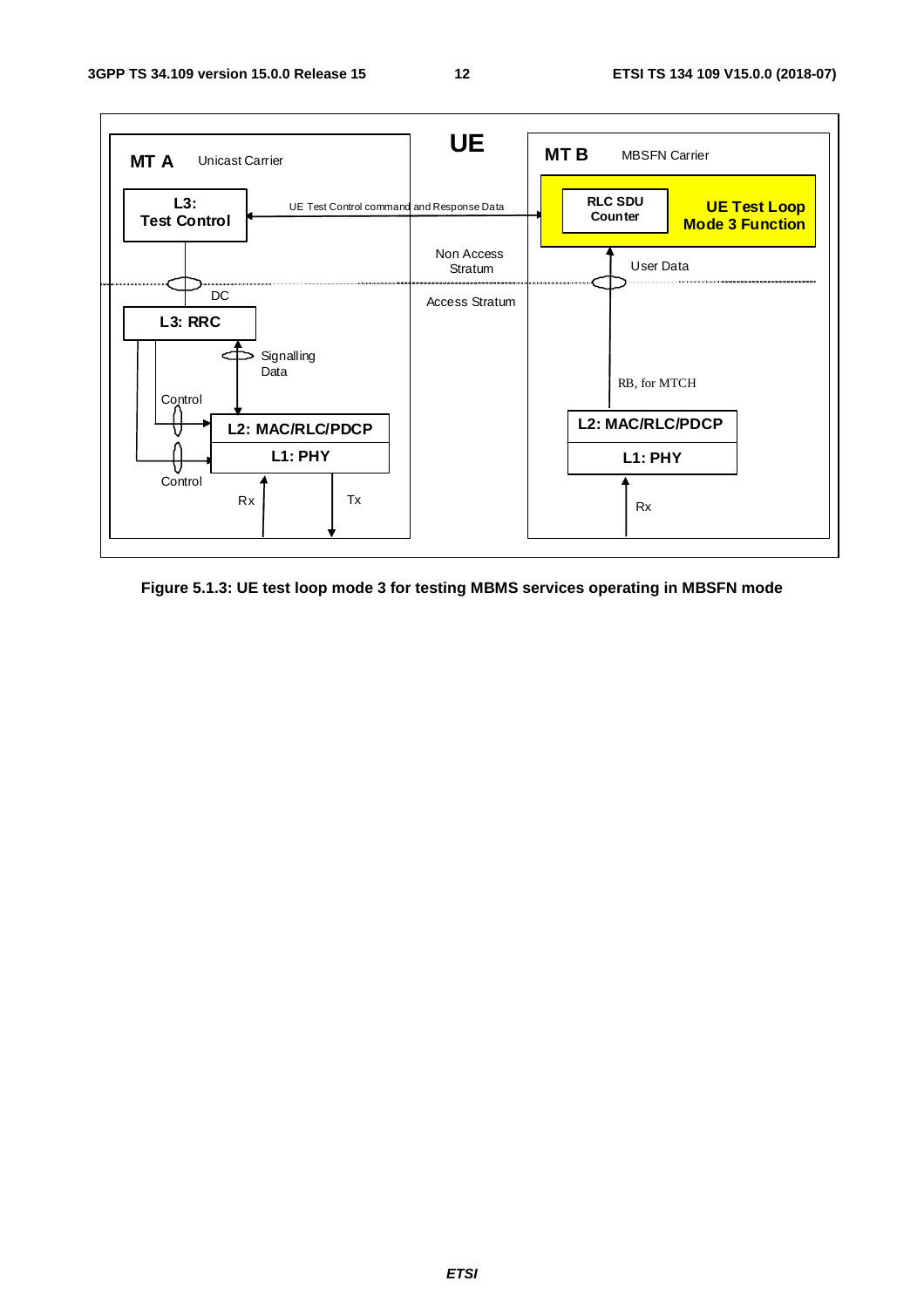Figure 5.1.3: UE test loop mode 3 for testing MBMS services operating in MBSFN mode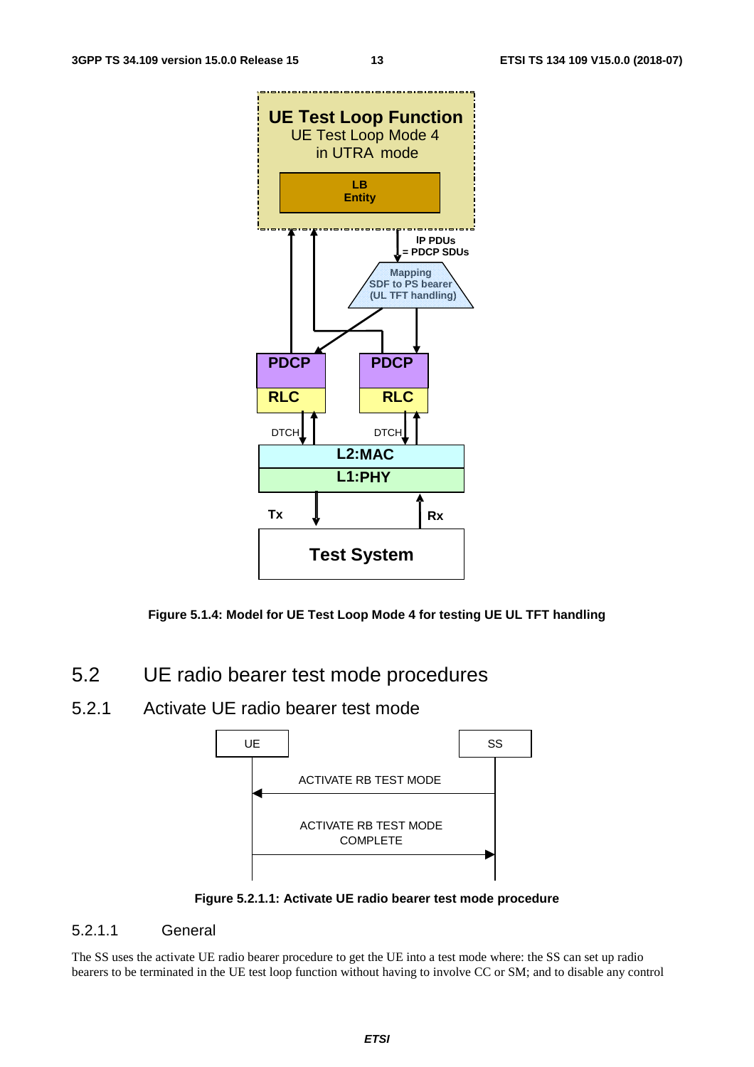**Figure 5.1.4: Model for UE Test Loop Mode 4 for testing UE UL TFT handling**

## 5.2 UE radio bearer test mode procedures

### 5.2.1 Activate UE radio bearer test mode

**Figure 5.2.1.1: Activate UE radio bearer test mode procedure**

#### 5.2.1.1 General

The SS uses the activate UE radio bearer procedure to get the UE into a test mode where: the SS can set up radio bearers to be terminated in the UE test loop function without having to involve CC or SM; and to disable any control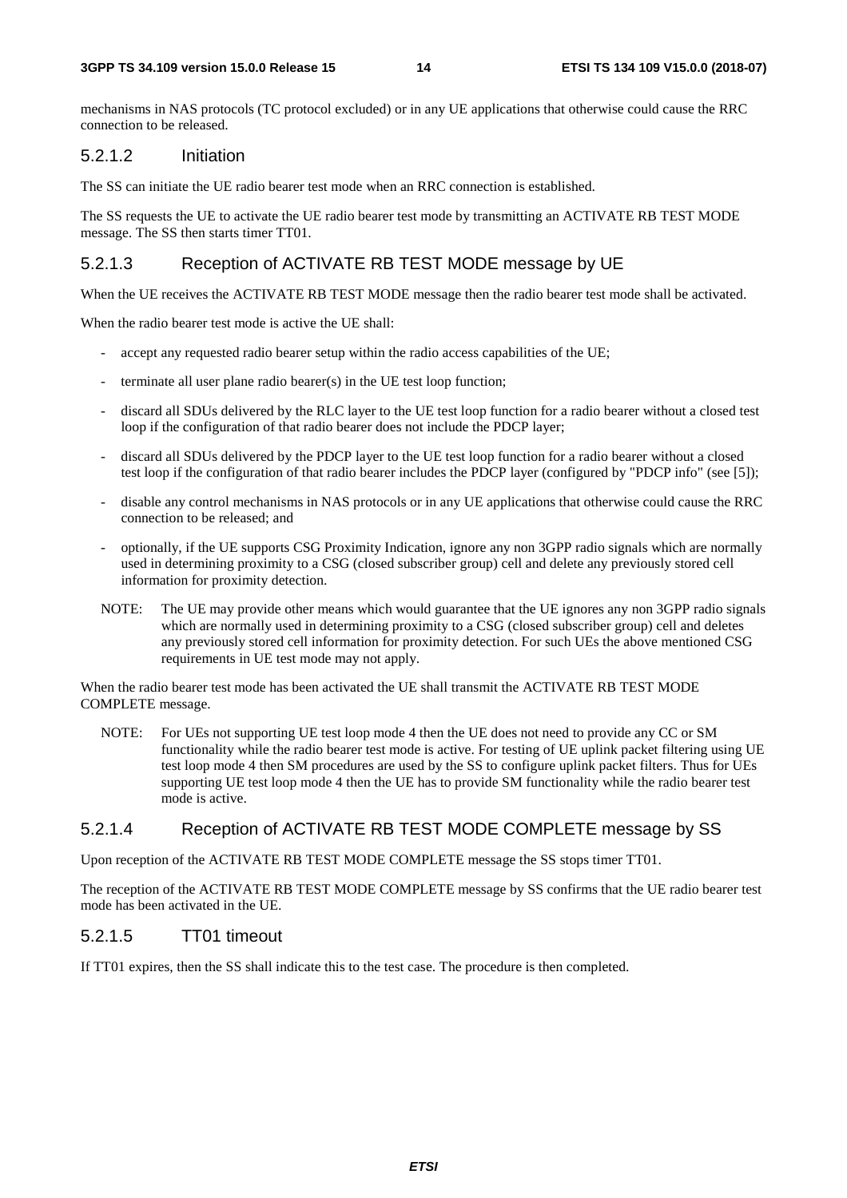mechanisms in NAS protocols (TC protocol excluded) or in any UE applications that otherwise could cause the RRC connection to be released.

#### 5.2.1.2 Initiation

The SS can initiate the UE radio bearer test mode when an RRC connection is established.

The SS requests the UE to activate the UE radio bearer test mode by transmitting an ACTIVATE RB TEST MODE message. The SS then starts timer TT01.

#### 5.2.1.3 Reception of ACTIVATE RB TEST MODE message by UE

When the UE receives the ACTIVATE RB TEST MODE message then the radio bearer test mode shall be activated.

When the radio bearer test mode is active the UE shall:

- accept any requested radio bearer setup within the radio access capabilities of the UE;
- terminate all user plane radio bearer(s) in the UE test loop function;
- discard all SDUs delivered by the RLC layer to the UE test loop function for a radio bearer without a closed test loop if the configuration of that radio bearer does not include the PDCP layer;
- discard all SDUs delivered by the PDCP layer to the UE test loop function for a radio bearer without a closed test loop if the configuration of that radio bearer includes the PDCP layer (configured by "PDCP info" (see [5]);
- disable any control mechanisms in NAS protocols or in any UE applications that otherwise could cause the RRC connection to be released; and
- optionally, if the UE supports CSG Proximity Indication, ignore any non 3GPP radio signals which are normally used in determining proximity to a CSG (closed subscriber group) cell and delete any previously stored cell information for proximity detection.

NOTE: The UE may provide other means which would guarantee that the UE ignores any non 3GPP radio signals which are normally used in determining proximity to a CSG (closed subscriber group) cell and deletes any previously stored cell information for proximity detection. For such UEs the above mentioned CSG requirements in UE test mode may not apply.

When the radio bearer test mode has been activated the UE shall transmit the ACTIVATE RB TEST MODE COMPLETE message.

NOTE: For UEs not supporting UE test loop mode 4 then the UE does not need to provide any CC or SM functionality while the radio bearer test mode is active. For testing of UE uplink packet filtering using UE test loop mode 4 then SM procedures are used by the SS to configure uplink packet filters. Thus for UEs supporting UE test loop mode 4 then the UE has to provide SM functionality while the radio bearer test mode is active.

#### 5.2.1.4 Reception of ACTIVATE RB TEST MODE COMPLETE message by SS

Upon reception of the ACTIVATE RB TEST MODE COMPLETE message the SS stops timer TT01.

The reception of the ACTIVATE RB TEST MODE COMPLETE message by SS confirms that the UE radio bearer test mode has been activated in the UE.

#### 5.2.1.5 TT01 timeout

If TT01 expires, then the SS shall indicate this to the test case. The procedure is then completed.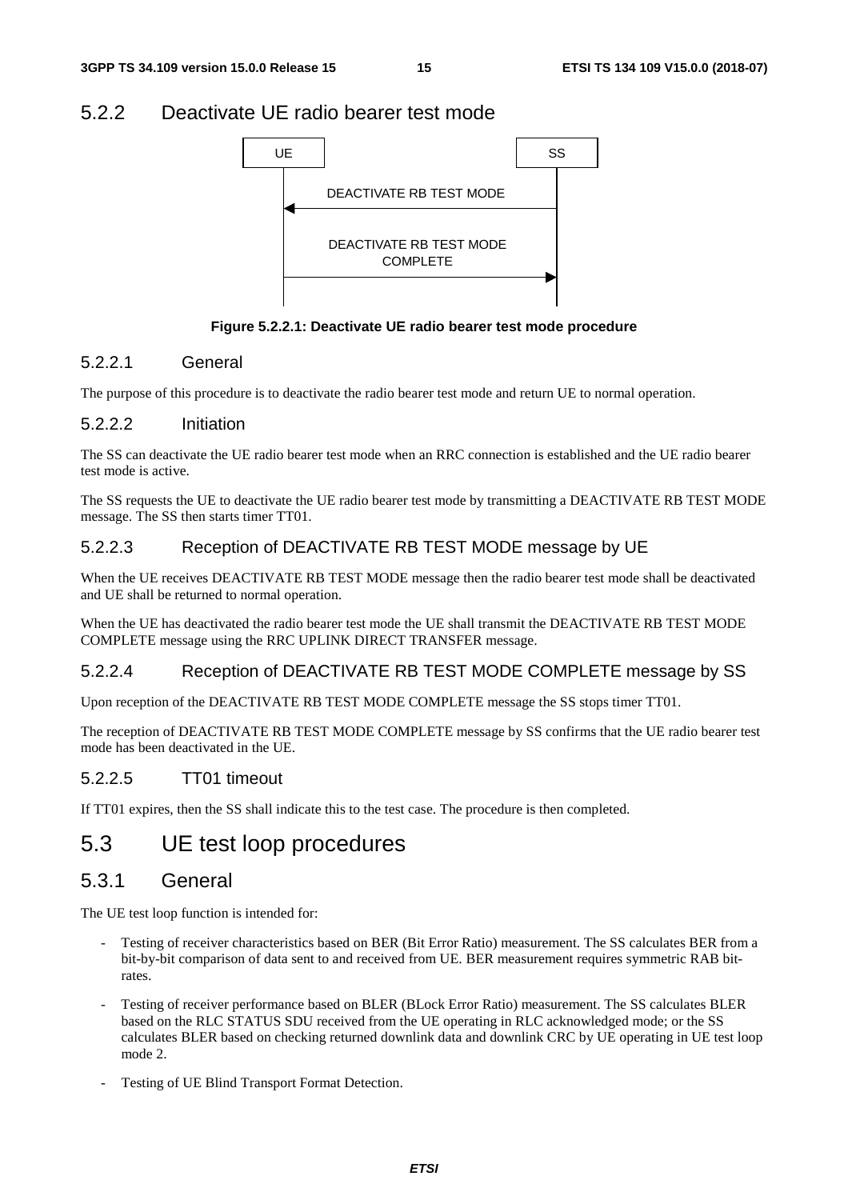## 5.2.2 Deactivate UE radio bearer test mode

**Figure 5.2.2.1: Deactivate UE radio bearer test mode procedure**

### 5.2.2.1 General

The purpose of this procedure is to deactivate the radio bearer test mode and return UE to normal operation.

### 5.2.2.2 Initiation

The SS can deactivate the UE radio bearer test mode when an RRC connection is established and the UE radio bearer test mode is active.

The SS requests the UE to deactivate the UE radio bearer test mode by transmitting a DEACTIVATE RB TEST MODE message. The SS then starts timer TT01.

### 5.2.2.3 Reception of DEACTIVATE RB TEST MODE message by UE

When the UE receives DEACTIVATE RB TEST MODE message then the radio bearer test mode shall be deactivated and UE shall be returned to normal operation.

When the UE has deactivated the radio bearer test mode the UE shall transmit the DEACTIVATE RB TEST MODE COMPLETE message using the RRC UPLINK DIRECT TRANSFER message.

### 5.2.2.4 Reception of DEACTIVATE RB TEST MODE COMPLETE message by SS

Upon reception of the DEACTIVATE RB TEST MODE COMPLETE message the SS stops timer TT01.

The reception of DEACTIVATE RB TEST MODE COMPLETE message by SS confirms that the UE radio bearer test mode has been deactivated in the UE.

### 5.2.2.5 TT01 timeout

If TT01 expires, then the SS shall indicate this to the test case. The procedure is then completed.

# 5.3 UE test loop procedures

## 5.3.1 General

The UE test loop function is intended for:

- Testing of receiver characteristics based on BER (Bit Error Ratio) measurement. The SS calculates BER from a bit-by-bit comparison of data sent to and received from UE. BER measurement requires symmetric RAB bit-rates.
- Testing of receiver performance based on BLER (BLock Error Ratio) measurement. The SS calculates BLER based on the RLC STATUS SDU received from the UE operating in RLC acknowledged mode; or the SS calculates BLER based on checking returned downlink data and downlink CRC by UE operating in UE test loop mode 2.
- Testing of UE Blind Transport Format Detection.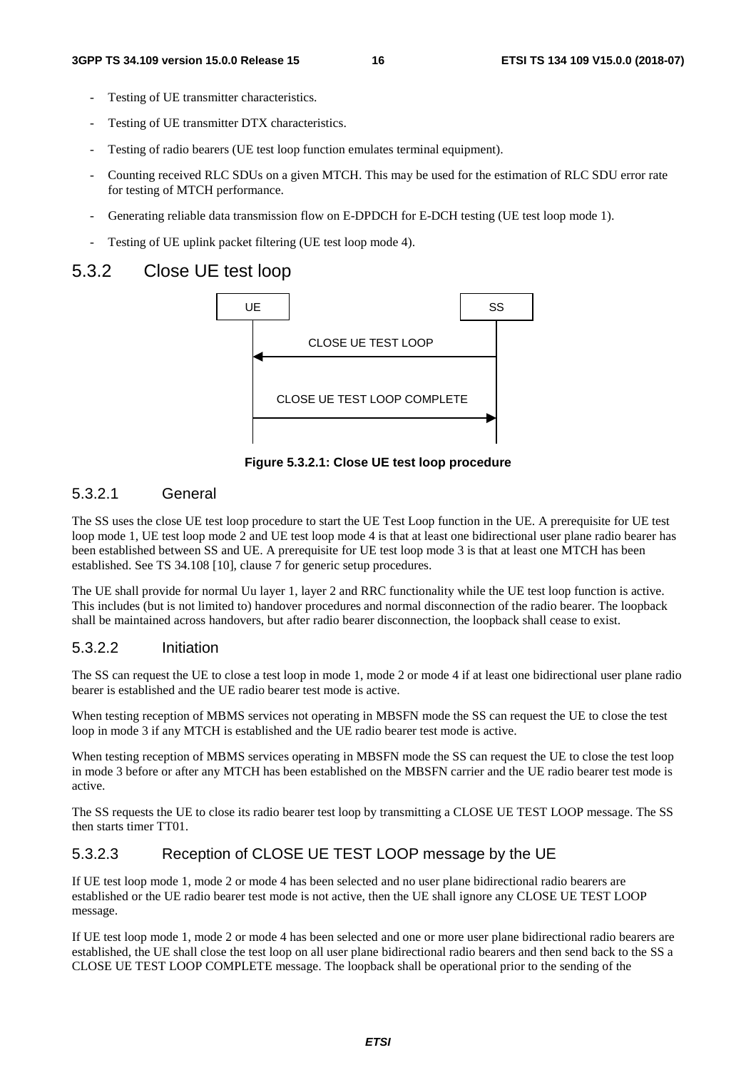- Testing of UE transmitter characteristics.
- Testing of UE transmitter DTX characteristics.
- Testing of radio bearers (UE test loop function emulates terminal equipment).
- Counting received RLC SDUs on a given MTCH. This may be used for the estimation of RLC SDU error rate for testing of MTCH performance.
- Generating reliable data transmission flow on E-DPDCH for E-DCH testing (UE test loop mode 1).
- Testing of UE uplink packet filtering (UE test loop mode 4).

## 5.3.2 Close UE test loop

UE SS

CLOSE UE TEST LOOP

CLOSE UE TEST LOOP COMPLETE

**Figure 5.3.2.1: Close UE test loop procedure**

### 5.3.2.1 General

The SS uses the close UE test loop procedure to start the UE Test Loop function in the UE. A prerequisite for UE test loop mode 1, UE test loop mode 2 and UE test loop mode 4 is that at least one bidirectional user plane radio bearer has been established between SS and UE. A prerequisite for UE test loop mode 3 is that at least one MTCH has been established. See TS 34.108 [10], clause 7 for generic setup procedures.

The UE shall provide for normal Uu layer 1, layer 2 and RRC functionality while the UE test loop function is active. This includes (but is not limited to) handover procedures and normal disconnection of the radio bearer. The loopback shall be maintained across handovers, but after radio bearer disconnection, the loopback shall cease to exist.

### 5.3.2.2 Initiation

The SS can request the UE to close a test loop in mode 1, mode 2 or mode 4 if at least one bidirectional user plane radio bearer is established and the UE radio bearer test mode is active.

When testing reception of MBMS services not operating in MBSFN mode the SS can request the UE to close the test loop in mode 3 if any MTCH is established and the UE radio bearer test mode is active.

When testing reception of MBMS services operating in MBSFN mode the SS can request the UE to close the test loop in mode 3 before or after any MTCH has been established on the MBSFN carrier and the UE radio bearer test mode is active.

The SS requests the UE to close its radio bearer test loop by transmitting a CLOSE UE TEST LOOP message. The SS then starts timer TT01.

### 5.3.2.3 Reception of CLOSE UE TEST LOOP message by the UE

If UE test loop mode 1, mode 2 or mode 4 has been selected and no user plane bidirectional radio bearers are established or the UE radio bearer test mode is not active, then the UE shall ignore any CLOSE UE TEST LOOP message.

If UE test loop mode 1, mode 2 or mode 4 has been selected and one or more user plane bidirectional radio bearers are established, the UE shall close the test loop on all user plane bidirectional radio bearers and then send back to the SS a CLOSE UE TEST LOOP COMPLETE message. The loopback shall be operational prior to the sending of the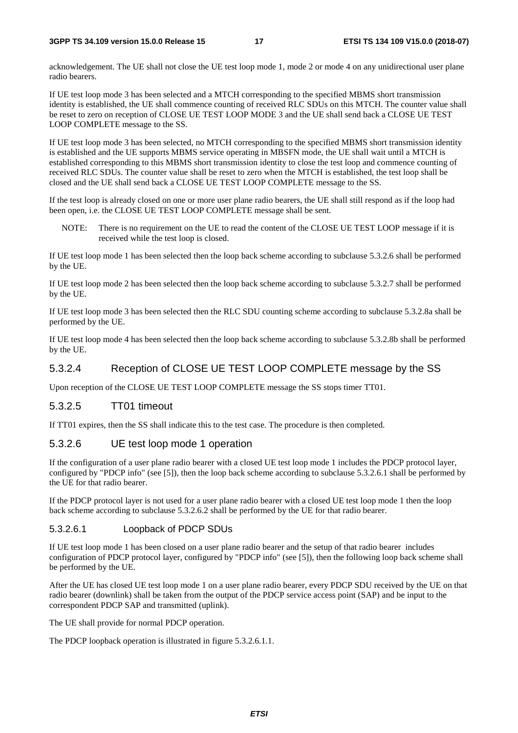acknowledgement. The UE shall not close the UE test loop mode 1, mode 2 or mode 4 on any unidirectional user plane radio bearers.

If UE test loop mode 3 has been selected and a MTCH corresponding to the specified MBMS short transmission identity is established, the UE shall commence counting of received RLC SDUs on this MTCH. The counter value shall be reset to zero on reception of CLOSE UE TEST LOOP MODE 3 and the UE shall send back a CLOSE UE TEST LOOP COMPLETE message to the SS.

If UE test loop mode 3 has been selected, no MTCH corresponding to the specified MBMS short transmission identity is established and the UE supports MBMS service operating in MBSFN mode, the UE shall wait until a MTCH is established corresponding to this MBMS short transmission identity to close the test loop and commence counting of received RLC SDUs. The counter value shall be reset to zero when the MTCH is established, the test loop shall be closed and the UE shall send back a CLOSE UE TEST LOOP COMPLETE message to the SS.

If the test loop is already closed on one or more user plane radio bearers, the UE shall still respond as if the loop had been open, i.e. the CLOSE UE TEST LOOP COMPLETE message shall be sent.

NOTE: There is no requirement on the UE to read the content of the CLOSE UE TEST LOOP message if it is received while the test loop is closed.

If UE test loop mode 1 has been selected then the loop back scheme according to subclause 5.3.2.6 shall be performed by the UE.

If UE test loop mode 2 has been selected then the loop back scheme according to subclause 5.3.2.7 shall be performed by the UE.

If UE test loop mode 3 has been selected then the RLC SDU counting scheme according to subclause 5.3.2.8a shall be performed by the UE.

If UE test loop mode 4 has been selected then the loop back scheme according to subclause 5.3.2.8b shall be performed by the UE.

### 5.3.2.4 Reception of CLOSE UE TEST LOOP COMPLETE message by the SS

Upon reception of the CLOSE UE TEST LOOP COMPLETE message the SS stops timer TT01.

### 5.3.2.5 TT01 timeout

If TT01 expires, then the SS shall indicate this to the test case. The procedure is then completed.

### 5.3.2.6 UE test loop mode 1 operation

If the configuration of a user plane radio bearer with a closed UE test loop mode 1 includes the PDCP protocol layer, configured by "PDCP info" (see [5]), then the loop back scheme according to subclause 5.3.2.6.1 shall be performed by the UE for that radio bearer.

If the PDCP protocol layer is not used for a user plane radio bearer with a closed UE test loop mode 1 then the loop back scheme according to subclause 5.3.2.6.2 shall be performed by the UE for that radio bearer.

#### 5.3.2.6.1 Loopback of PDCP SDUs

If UE test loop mode 1 has been closed on a user plane radio bearer and the setup of that radio bearer includes configuration of PDCP protocol layer, configured by "PDCP info" (see [5]), then the following loop back scheme shall be performed by the UE.

After the UE has closed UE test loop mode 1 on a user plane radio bearer, every PDCP SDU received by the UE on that radio bearer (downlink) shall be taken from the output of the PDCP service access point (SAP) and be input to the correspondent PDCP SAP and transmitted (uplink).

The UE shall provide for normal PDCP operation.

The PDCP loopback operation is illustrated in figure 5.3.2.6.1.1.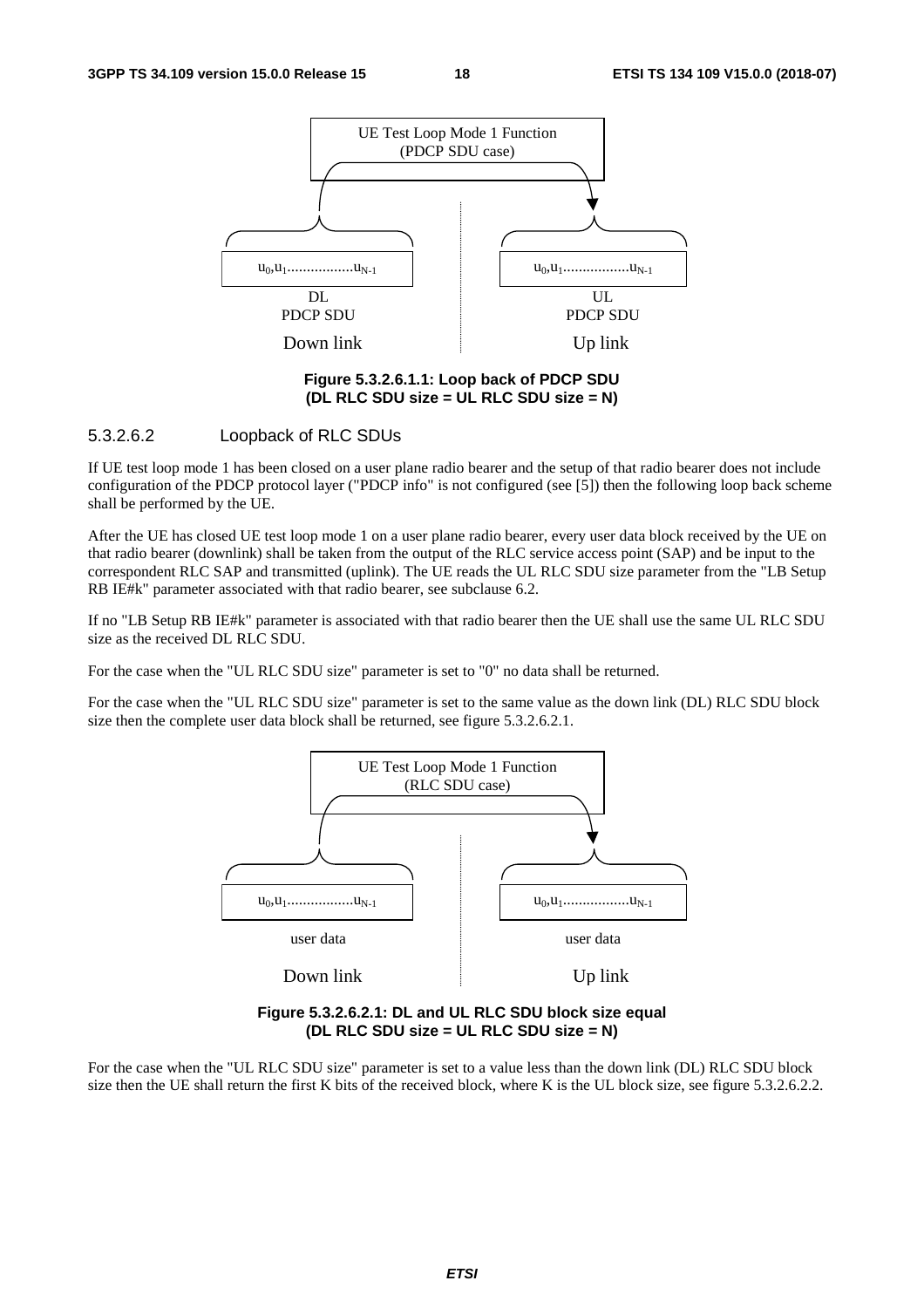UE Test Loop Mode 1 Function
(PDCP SDU case)

$u_0,u_1$.................$u_{N-1}$ DL PDCP SDU — Down link

$u_0,u_1$.................$u_{N-1}$ UL PDCP SDU — Up link

**Figure 5.3.2.6.1.1: Loop back of PDCP SDU (DL RLC SDU size = UL RLC SDU size = N)**

#### 5.3.2.6.2 Loopback of RLC SDUs

If UE test loop mode 1 has been closed on a user plane radio bearer and the setup of that radio bearer does not include configuration of the PDCP protocol layer ("PDCP info" is not configured (see [5]) then the following loop back scheme shall be performed by the UE.

After the UE has closed UE test loop mode 1 on a user plane radio bearer, every user data block received by the UE on that radio bearer (downlink) shall be taken from the output of the RLC service access point (SAP) and be input to the correspondent RLC SAP and transmitted (uplink). The UE reads the UL RLC SDU size parameter from the "LB Setup RB IE#k" parameter associated with that radio bearer, see subclause 6.2.

If no "LB Setup RB IE#k" parameter is associated with that radio bearer then the UE shall use the same UL RLC SDU size as the received DL RLC SDU.

For the case when the "UL RLC SDU size" parameter is set to "0" no data shall be returned.

For the case when the "UL RLC SDU size" parameter is set to the same value as the down link (DL) RLC SDU block size then the complete user data block shall be returned, see figure 5.3.2.6.2.1.

UE Test Loop Mode 1 Function
(RLC SDU case)

$u_0,u_1$.................$u_{N-1}$ user data — Down link

$u_0,u_1$.................$u_{N-1}$ user data — Up link

**Figure 5.3.2.6.2.1: DL and UL RLC SDU block size equal (DL RLC SDU size = UL RLC SDU size = N)**

For the case when the "UL RLC SDU size" parameter is set to a value less than the down link (DL) RLC SDU block size then the UE shall return the first K bits of the received block, where K is the UL block size, see figure 5.3.2.6.2.2.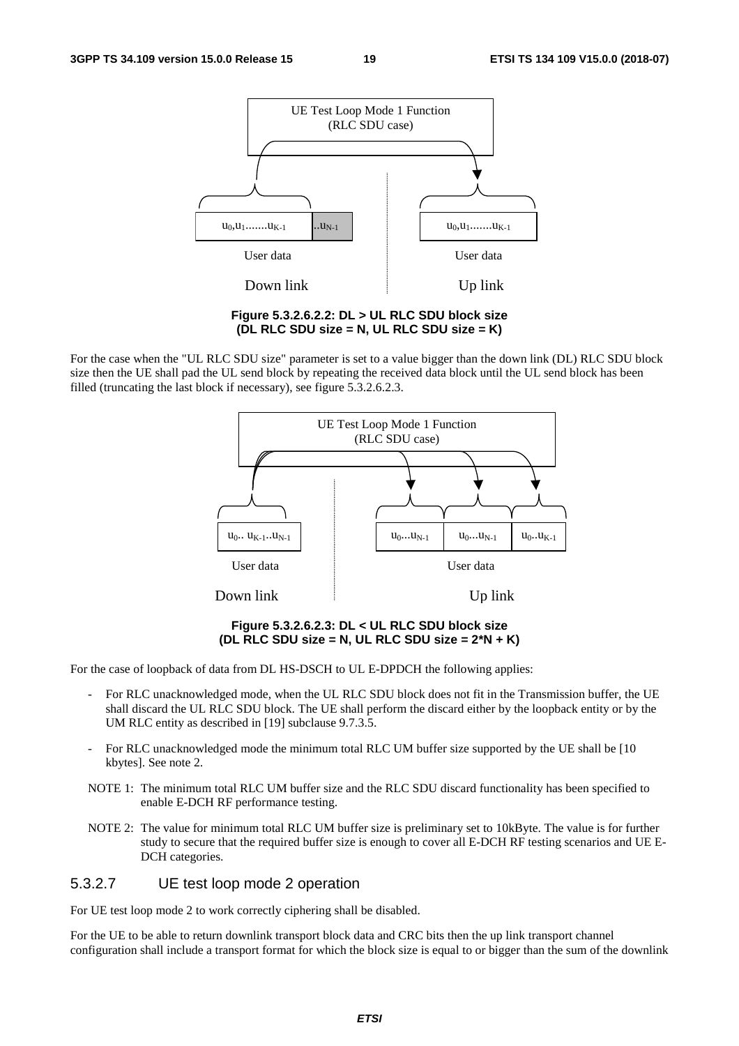Figure 5.3.2.6.2.2: DL > UL RLC SDU block size (DL RLC SDU size = N, UL RLC SDU size = K)

For the case when the "UL RLC SDU size" parameter is set to a value bigger than the down link (DL) RLC SDU block size then the UE shall pad the UL send block by repeating the received data block until the UL send block has been filled (truncating the last block if necessary), see figure 5.3.2.6.2.3.

Figure 5.3.2.6.2.3: DL < UL RLC SDU block size (DL RLC SDU size = N, UL RLC SDU size = 2*N + K)

For the case of loopback of data from DL HS-DSCH to UL E-DPDCH the following applies:

- For RLC unacknowledged mode, when the UL RLC SDU block does not fit in the Transmission buffer, the UE shall discard the UL RLC SDU block. The UE shall perform the discard either by the loopback entity or by the UM RLC entity as described in [19] subclause 9.7.3.5.
- For RLC unacknowledged mode the minimum total RLC UM buffer size supported by the UE shall be [10 kbytes]. See note 2.

NOTE 1: The minimum total RLC UM buffer size and the RLC SDU discard functionality has been specified to enable E-DCH RF performance testing.

NOTE 2: The value for minimum total RLC UM buffer size is preliminary set to 10kByte. The value is for further study to secure that the required buffer size is enough to cover all E-DCH RF testing scenarios and UE E-DCH categories.

### 5.3.2.7 UE test loop mode 2 operation

For UE test loop mode 2 to work correctly ciphering shall be disabled.

For the UE to be able to return downlink transport block data and CRC bits then the up link transport channel configuration shall include a transport format for which the block size is equal to or bigger than the sum of the downlink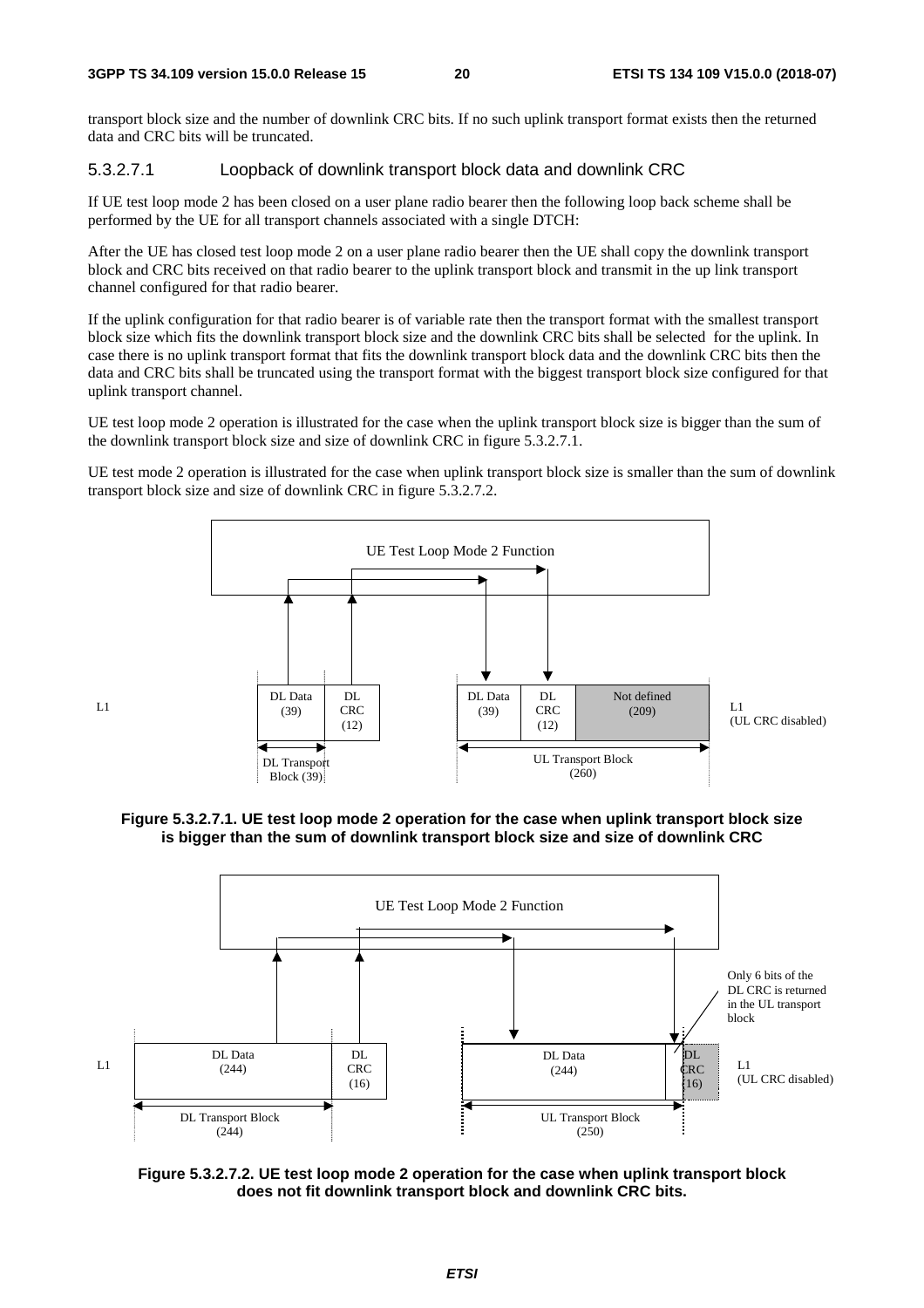transport block size and the number of downlink CRC bits. If no such uplink transport format exists then the returned data and CRC bits will be truncated.

#### 5.3.2.7.1 Loopback of downlink transport block data and downlink CRC

If UE test loop mode 2 has been closed on a user plane radio bearer then the following loop back scheme shall be performed by the UE for all transport channels associated with a single DTCH:

After the UE has closed test loop mode 2 on a user plane radio bearer then the UE shall copy the downlink transport block and CRC bits received on that radio bearer to the uplink transport block and transmit in the up link transport channel configured for that radio bearer.

If the uplink configuration for that radio bearer is of variable rate then the transport format with the smallest transport block size which fits the downlink transport block size and the downlink CRC bits shall be selected for the uplink. In case there is no uplink transport format that fits the downlink transport block data and the downlink CRC bits then the data and CRC bits shall be truncated using the transport format with the biggest transport block size configured for that uplink transport channel.

UE test loop mode 2 operation is illustrated for the case when the uplink transport block size is bigger than the sum of the downlink transport block size and size of downlink CRC in figure 5.3.2.7.1.

UE test mode 2 operation is illustrated for the case when uplink transport block size is smaller than the sum of downlink transport block size and size of downlink CRC in figure 5.3.2.7.2.

UE Test Loop Mode 2 Function

L1 | DL Data (39) | DL CRC (12) | DL Transport Block (39) | DL Data (39) | DL CRC (12) | Not defined (209) | UL Transport Block (260) | L1 (UL CRC disabled)

**Figure 5.3.2.7.1. UE test loop mode 2 operation for the case when uplink transport block size is bigger than the sum of downlink transport block size and size of downlink CRC**

UE Test Loop Mode 2 Function

L1 | DL Data (244) | DL CRC (16) | DL Transport Block (244) | DL Data (244) | DL CRC (16) | UL Transport Block (250) | L1 (UL CRC disabled)

Only 6 bits of the DL CRC is returned in the UL transport block

**Figure 5.3.2.7.2. UE test loop mode 2 operation for the case when uplink transport block does not fit downlink transport block and downlink CRC bits.**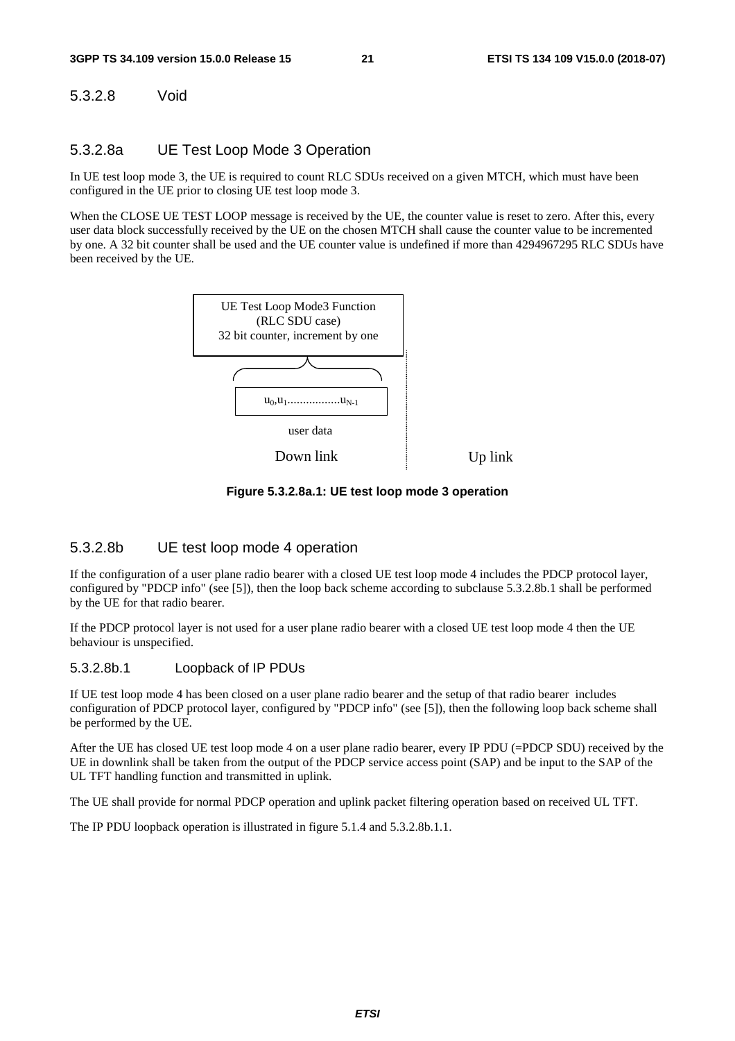### 5.3.2.8 Void

### 5.3.2.8a UE Test Loop Mode 3 Operation

In UE test loop mode 3, the UE is required to count RLC SDUs received on a given MTCH, which must have been configured in the UE prior to closing UE test loop mode 3.

When the CLOSE UE TEST LOOP message is received by the UE, the counter value is reset to zero. After this, every user data block successfully received by the UE on the chosen MTCH shall cause the counter value to be incremented by one. A 32 bit counter shall be used and the UE counter value is undefined if more than 4294967295 RLC SDUs have been received by the UE.

UE Test Loop Mode3 Function
(RLC SDU case)
32 bit counter, increment by one

$u_0, u_1 \ldots\ldots\ldots\ldots\ldots u_{N-1}$

user data

Down link

Up link

**Figure 5.3.2.8a.1: UE test loop mode 3 operation**

### 5.3.2.8b UE test loop mode 4 operation

If the configuration of a user plane radio bearer with a closed UE test loop mode 4 includes the PDCP protocol layer, configured by "PDCP info" (see [5]), then the loop back scheme according to subclause 5.3.2.8b.1 shall be performed by the UE for that radio bearer.

If the PDCP protocol layer is not used for a user plane radio bearer with a closed UE test loop mode 4 then the UE behaviour is unspecified.

#### 5.3.2.8b.1 Loopback of IP PDUs

If UE test loop mode 4 has been closed on a user plane radio bearer and the setup of that radio bearer includes configuration of PDCP protocol layer, configured by "PDCP info" (see [5]), then the following loop back scheme shall be performed by the UE.

After the UE has closed UE test loop mode 4 on a user plane radio bearer, every IP PDU (=PDCP SDU) received by the UE in downlink shall be taken from the output of the PDCP service access point (SAP) and be input to the SAP of the UL TFT handling function and transmitted in uplink.

The UE shall provide for normal PDCP operation and uplink packet filtering operation based on received UL TFT.

The IP PDU loopback operation is illustrated in figure 5.1.4 and 5.3.2.8b.1.1.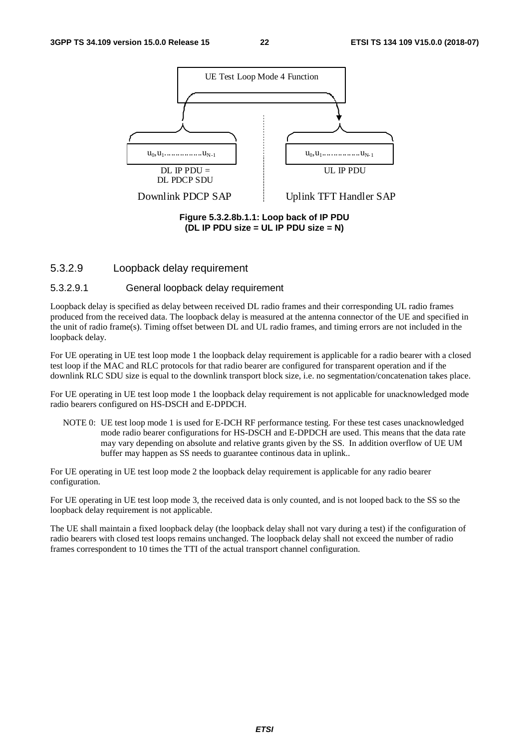UE Test Loop Mode 4 Function

$u_0, u_1 \ldots\ldots\ldots\ldots\ldots u_{N-1}$

DL IP PDU = DL PDCP SDU

$u_0, u_1 \ldots\ldots\ldots\ldots\ldots u_{N-1}$

UL IP PDU

Downlink PDCP SAP

Uplink TFT Handler SAP

**Figure 5.3.2.8b.1.1: Loop back of IP PDU (DL IP PDU size = UL IP PDU size = N)**

### 5.3.2.9 Loopback delay requirement

#### 5.3.2.9.1 General loopback delay requirement

Loopback delay is specified as delay between received DL radio frames and their corresponding UL radio frames produced from the received data. The loopback delay is measured at the antenna connector of the UE and specified in the unit of radio frame(s). Timing offset between DL and UL radio frames, and timing errors are not included in the loopback delay.

For UE operating in UE test loop mode 1 the loopback delay requirement is applicable for a radio bearer with a closed test loop if the MAC and RLC protocols for that radio bearer are configured for transparent operation and if the downlink RLC SDU size is equal to the downlink transport block size, i.e. no segmentation/concatenation takes place.

For UE operating in UE test loop mode 1 the loopback delay requirement is not applicable for unacknowledged mode radio bearers configured on HS-DSCH and E-DPDCH.

NOTE 0: UE test loop mode 1 is used for E-DCH RF performance testing. For these test cases unacknowledged mode radio bearer configurations for HS-DSCH and E-DPDCH are used. This means that the data rate may vary depending on absolute and relative grants given by the SS. In addition overflow of UE UM buffer may happen as SS needs to guarantee continous data in uplink..

For UE operating in UE test loop mode 2 the loopback delay requirement is applicable for any radio bearer configuration.

For UE operating in UE test loop mode 3, the received data is only counted, and is not looped back to the SS so the loopback delay requirement is not applicable.

The UE shall maintain a fixed loopback delay (the loopback delay shall not vary during a test) if the configuration of radio bearers with closed test loops remains unchanged. The loopback delay shall not exceed the number of radio frames correspondent to 10 times the TTI of the actual transport channel configuration.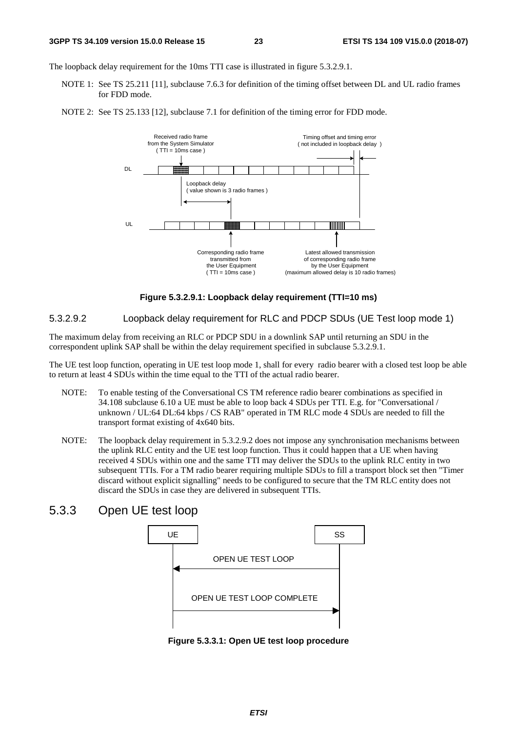The loopback delay requirement for the 10ms TTI case is illustrated in figure 5.3.2.9.1.

NOTE 1: See TS 25.211 [11], subclause 7.6.3 for definition of the timing offset between DL and UL radio frames for FDD mode.

NOTE 2: See TS 25.133 [12], subclause 7.1 for definition of the timing error for FDD mode.

**Figure 5.3.2.9.1: Loopback delay requirement (TTI=10 ms)**

### 5.3.2.9.2 Loopback delay requirement for RLC and PDCP SDUs (UE Test loop mode 1)

The maximum delay from receiving an RLC or PDCP SDU in a downlink SAP until returning an SDU in the correspondent uplink SAP shall be within the delay requirement specified in subclause 5.3.2.9.1.

The UE test loop function, operating in UE test loop mode 1, shall for every radio bearer with a closed test loop be able to return at least 4 SDUs within the time equal to the TTI of the actual radio bearer.

NOTE: To enable testing of the Conversational CS TM reference radio bearer combinations as specified in 34.108 subclause 6.10 a UE must be able to loop back 4 SDUs per TTI. E.g. for "Conversational / unknown / UL:64 DL:64 kbps / CS RAB" operated in TM RLC mode 4 SDUs are needed to fill the transport format existing of 4x640 bits.

NOTE: The loopback delay requirement in 5.3.2.9.2 does not impose any synchronisation mechanisms between the uplink RLC entity and the UE test loop function. Thus it could happen that a UE when having received 4 SDUs within one and the same TTI may deliver the SDUs to the uplink RLC entity in two subsequent TTIs. For a TM radio bearer requiring multiple SDUs to fill a transport block set then "Timer discard without explicit signalling" needs to be configured to secure that the TM RLC entity does not discard the SDUs in case they are delivered in subsequent TTIs.

## 5.3.3 Open UE test loop

**Figure 5.3.3.1: Open UE test loop procedure**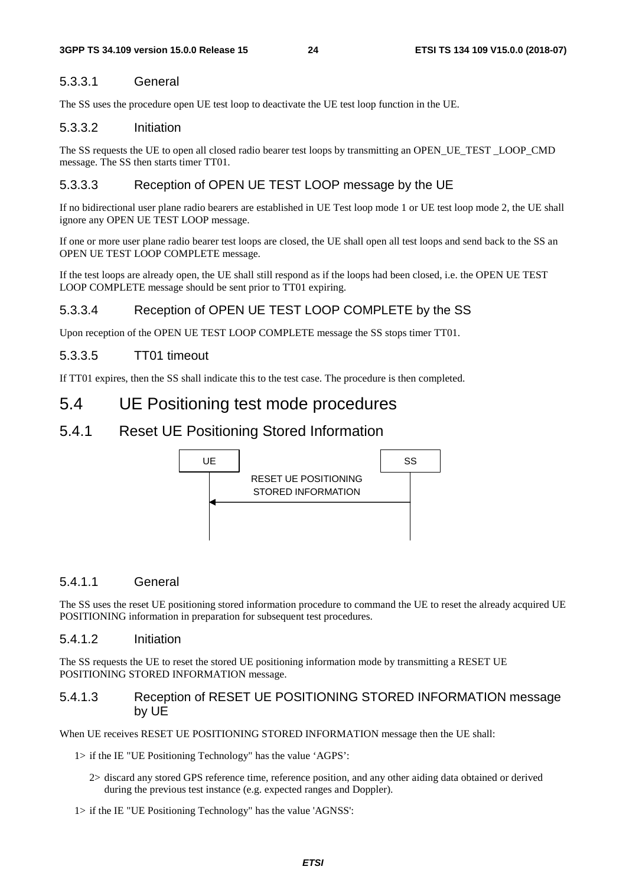#### 5.3.3.1 General

The SS uses the procedure open UE test loop to deactivate the UE test loop function in the UE.

#### 5.3.3.2 Initiation

The SS requests the UE to open all closed radio bearer test loops by transmitting an OPEN_UE_TEST _LOOP_CMD message. The SS then starts timer TT01.

#### 5.3.3.3 Reception of OPEN UE TEST LOOP message by the UE

If no bidirectional user plane radio bearers are established in UE Test loop mode 1 or UE test loop mode 2, the UE shall ignore any OPEN UE TEST LOOP message.

If one or more user plane radio bearer test loops are closed, the UE shall open all test loops and send back to the SS an OPEN UE TEST LOOP COMPLETE message.

If the test loops are already open, the UE shall still respond as if the loops had been closed, i.e. the OPEN UE TEST LOOP COMPLETE message should be sent prior to TT01 expiring.

#### 5.3.3.4 Reception of OPEN UE TEST LOOP COMPLETE by the SS

Upon reception of the OPEN UE TEST LOOP COMPLETE message the SS stops timer TT01.

#### 5.3.3.5 TT01 timeout

If TT01 expires, then the SS shall indicate this to the test case. The procedure is then completed.

## 5.4 UE Positioning test mode procedures

### 5.4.1 Reset UE Positioning Stored Information

```
UE                                   SS
|      RESET UE POSITIONING           |
|      STORED INFORMATION             |
|<------------------------------------|
|                                     |
```

#### 5.4.1.1 General

The SS uses the reset UE positioning stored information procedure to command the UE to reset the already acquired UE POSITIONING information in preparation for subsequent test procedures.

#### 5.4.1.2 Initiation

The SS requests the UE to reset the stored UE positioning information mode by transmitting a RESET UE POSITIONING STORED INFORMATION message.

#### 5.4.1.3 Reception of RESET UE POSITIONING STORED INFORMATION message by UE

When UE receives RESET UE POSITIONING STORED INFORMATION message then the UE shall:

- 1> if the IE "UE Positioning Technology" has the value 'AGPS':
  - 2> discard any stored GPS reference time, reference position, and any other aiding data obtained or derived during the previous test instance (e.g. expected ranges and Doppler).
- 1> if the IE "UE Positioning Technology" has the value 'AGNSS':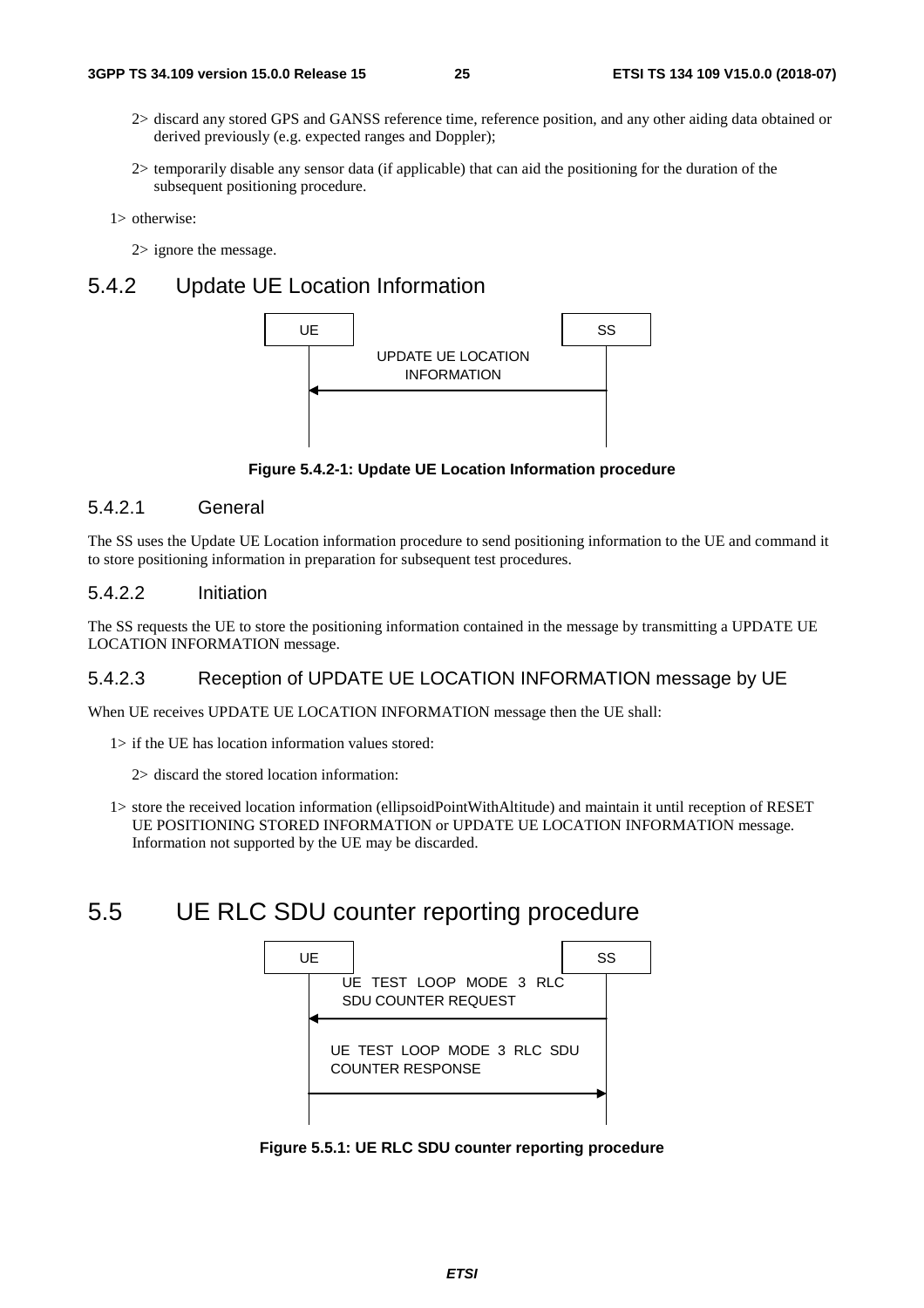2> discard any stored GPS and GANSS reference time, reference position, and any other aiding data obtained or derived previously (e.g. expected ranges and Doppler);

2> temporarily disable any sensor data (if applicable) that can aid the positioning for the duration of the subsequent positioning procedure.

1> otherwise:

2> ignore the message.

## 5.4.2 Update UE Location Information

```
UE                                   SS
 |     UPDATE UE LOCATION             |
 |        INFORMATION                 |
 |<-----------------------------------|
 |                                    |
```

**Figure 5.4.2-1: Update UE Location Information procedure**

### 5.4.2.1 General

The SS uses the Update UE Location information procedure to send positioning information to the UE and command it to store positioning information in preparation for subsequent test procedures.

### 5.4.2.2 Initiation

The SS requests the UE to store the positioning information contained in the message by transmitting a UPDATE UE LOCATION INFORMATION message.

### 5.4.2.3 Reception of UPDATE UE LOCATION INFORMATION message by UE

When UE receives UPDATE UE LOCATION INFORMATION message then the UE shall:

1> if the UE has location information values stored:

2> discard the stored location information:

1> store the received location information (ellipsoidPointWithAltitude) and maintain it until reception of RESET UE POSITIONING STORED INFORMATION or UPDATE UE LOCATION INFORMATION message. Information not supported by the UE may be discarded.

## 5.5 UE RLC SDU counter reporting procedure

```
UE                                   SS
 |   UE TEST LOOP MODE 3 RLC          |
 |   SDU COUNTER REQUEST              |
 |<-----------------------------------|
 |                                    |
 |   UE TEST LOOP MODE 3 RLC SDU      |
 |   COUNTER RESPONSE                 |
 |----------------------------------->|
 |                                    |
```

**Figure 5.5.1: UE RLC SDU counter reporting procedure**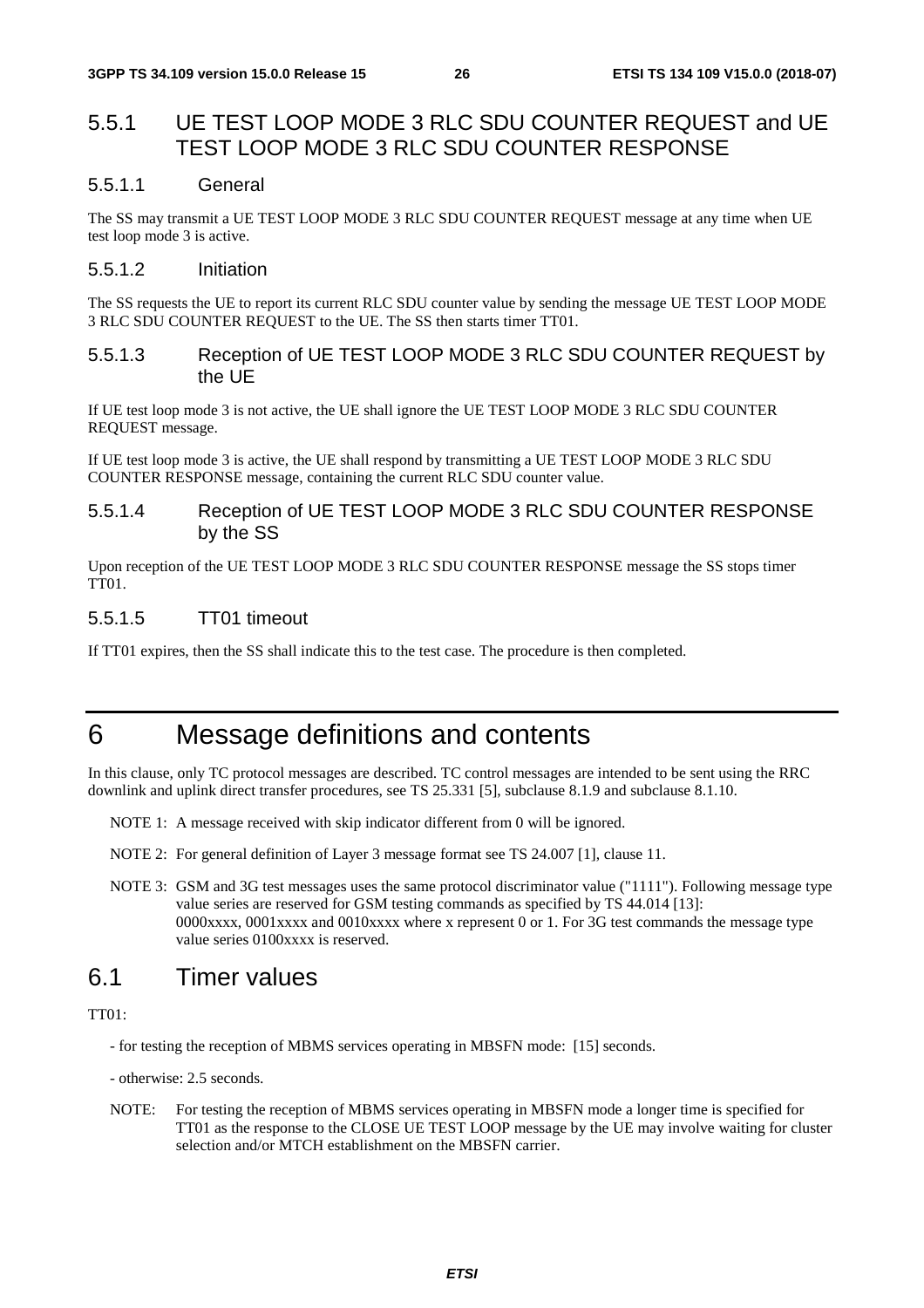### 5.5.1 UE TEST LOOP MODE 3 RLC SDU COUNTER REQUEST and UE TEST LOOP MODE 3 RLC SDU COUNTER RESPONSE

#### 5.5.1.1 General

The SS may transmit a UE TEST LOOP MODE 3 RLC SDU COUNTER REQUEST message at any time when UE test loop mode 3 is active.

#### 5.5.1.2 Initiation

The SS requests the UE to report its current RLC SDU counter value by sending the message UE TEST LOOP MODE 3 RLC SDU COUNTER REQUEST to the UE. The SS then starts timer TT01.

#### 5.5.1.3 Reception of UE TEST LOOP MODE 3 RLC SDU COUNTER REQUEST by the UE

If UE test loop mode 3 is not active, the UE shall ignore the UE TEST LOOP MODE 3 RLC SDU COUNTER REQUEST message.

If UE test loop mode 3 is active, the UE shall respond by transmitting a UE TEST LOOP MODE 3 RLC SDU COUNTER RESPONSE message, containing the current RLC SDU counter value.

#### 5.5.1.4 Reception of UE TEST LOOP MODE 3 RLC SDU COUNTER RESPONSE by the SS

Upon reception of the UE TEST LOOP MODE 3 RLC SDU COUNTER RESPONSE message the SS stops timer TT01.

#### 5.5.1.5 TT01 timeout

If TT01 expires, then the SS shall indicate this to the test case. The procedure is then completed.

# 6 Message definitions and contents

In this clause, only TC protocol messages are described. TC control messages are intended to be sent using the RRC downlink and uplink direct transfer procedures, see TS 25.331 [5], subclause 8.1.9 and subclause 8.1.10.

NOTE 1: A message received with skip indicator different from 0 will be ignored.

NOTE 2: For general definition of Layer 3 message format see TS 24.007 [1], clause 11.

NOTE 3: GSM and 3G test messages uses the same protocol discriminator value ("1111"). Following message type value series are reserved for GSM testing commands as specified by TS 44.014 [13]: 0000xxxx, 0001xxxx and 0010xxxx where x represent 0 or 1. For 3G test commands the message type value series 0100xxxx is reserved.

## 6.1 Timer values

TT01:

- for testing the reception of MBMS services operating in MBSFN mode: [15] seconds.

- otherwise: 2.5 seconds.

NOTE: For testing the reception of MBMS services operating in MBSFN mode a longer time is specified for TT01 as the response to the CLOSE UE TEST LOOP message by the UE may involve waiting for cluster selection and/or MTCH establishment on the MBSFN carrier.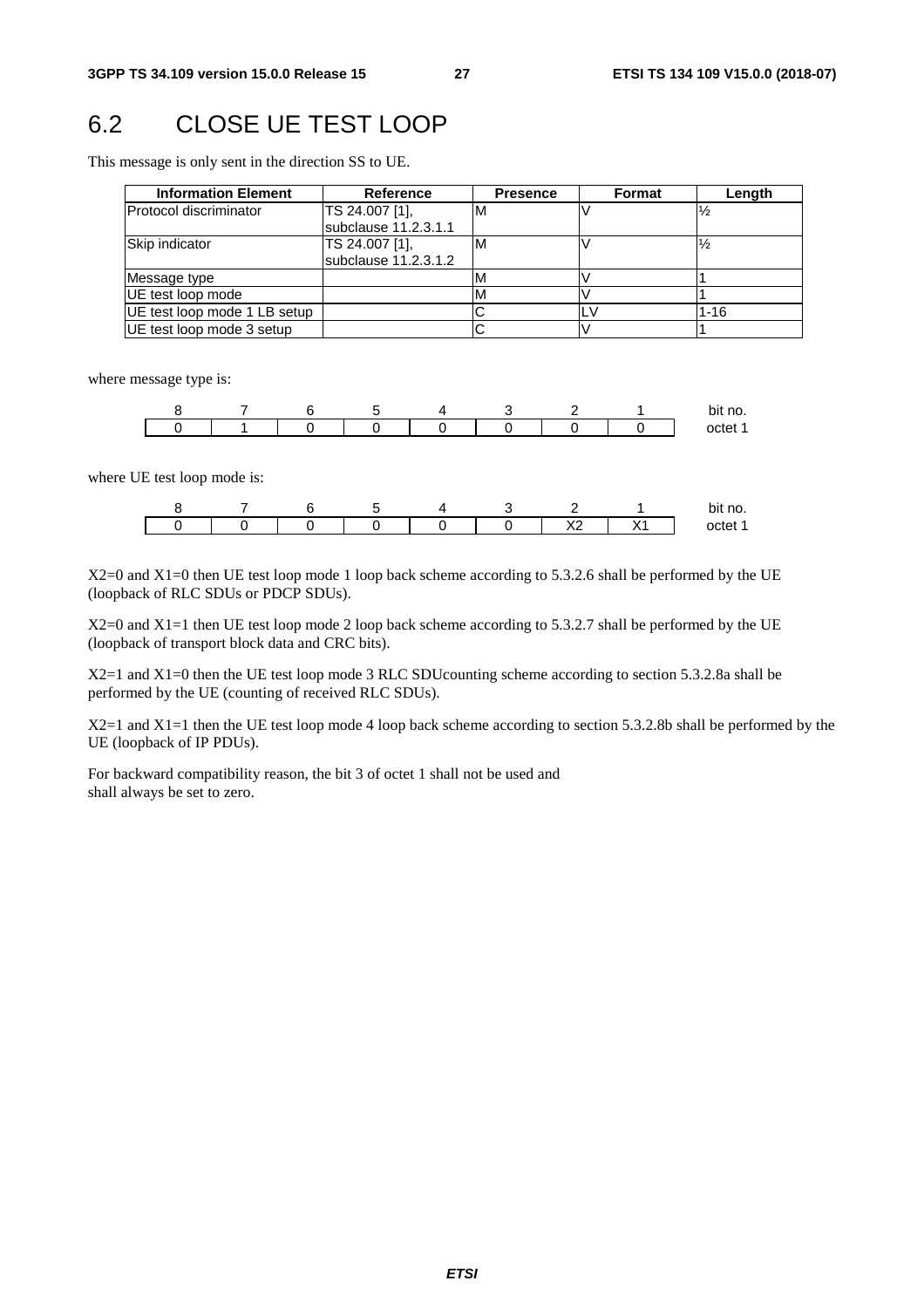# 6.2 CLOSE UE TEST LOOP

This message is only sent in the direction SS to UE.

| Information Element | Reference | Presence | Format | Length |
|---|---|---|---|---|
| Protocol discriminator | TS 24.007 [1], subclause 11.2.3.1.1 | M | V | ½ |
| Skip indicator | TS 24.007 [1], subclause 11.2.3.1.2 | M | V | ½ |
| Message type | | M | V | 1 |
| UE test loop mode | | M | V | 1 |
| UE test loop mode 1 LB setup | | C | LV | 1-16 |
| UE test loop mode 3 setup | | C | V | 1 |

where message type is:

| 8 | 7 | 6 | 5 | 4 | 3 | 2 | 1 | bit no. |
|---|---|---|---|---|---|---|---|---|
| 0 | 1 | 0 | 0 | 0 | 0 | 0 | 0 | octet 1 |

where UE test loop mode is:

| 8 | 7 | 6 | 5 | 4 | 3 | 2 | 1 | bit no. |
|---|---|---|---|---|---|---|---|---|
| 0 | 0 | 0 | 0 | 0 | 0 | X2 | X1 | octet 1 |

X2=0 and X1=0 then UE test loop mode 1 loop back scheme according to 5.3.2.6 shall be performed by the UE (loopback of RLC SDUs or PDCP SDUs).

X2=0 and X1=1 then UE test loop mode 2 loop back scheme according to 5.3.2.7 shall be performed by the UE (loopback of transport block data and CRC bits).

X2=1 and X1=0 then the UE test loop mode 3 RLC SDUcounting scheme according to section 5.3.2.8a shall be performed by the UE (counting of received RLC SDUs).

X2=1 and X1=1 then the UE test loop mode 4 loop back scheme according to section 5.3.2.8b shall be performed by the UE (loopback of IP PDUs).

For backward compatibility reason, the bit 3 of octet 1 shall not be used and shall always be set to zero.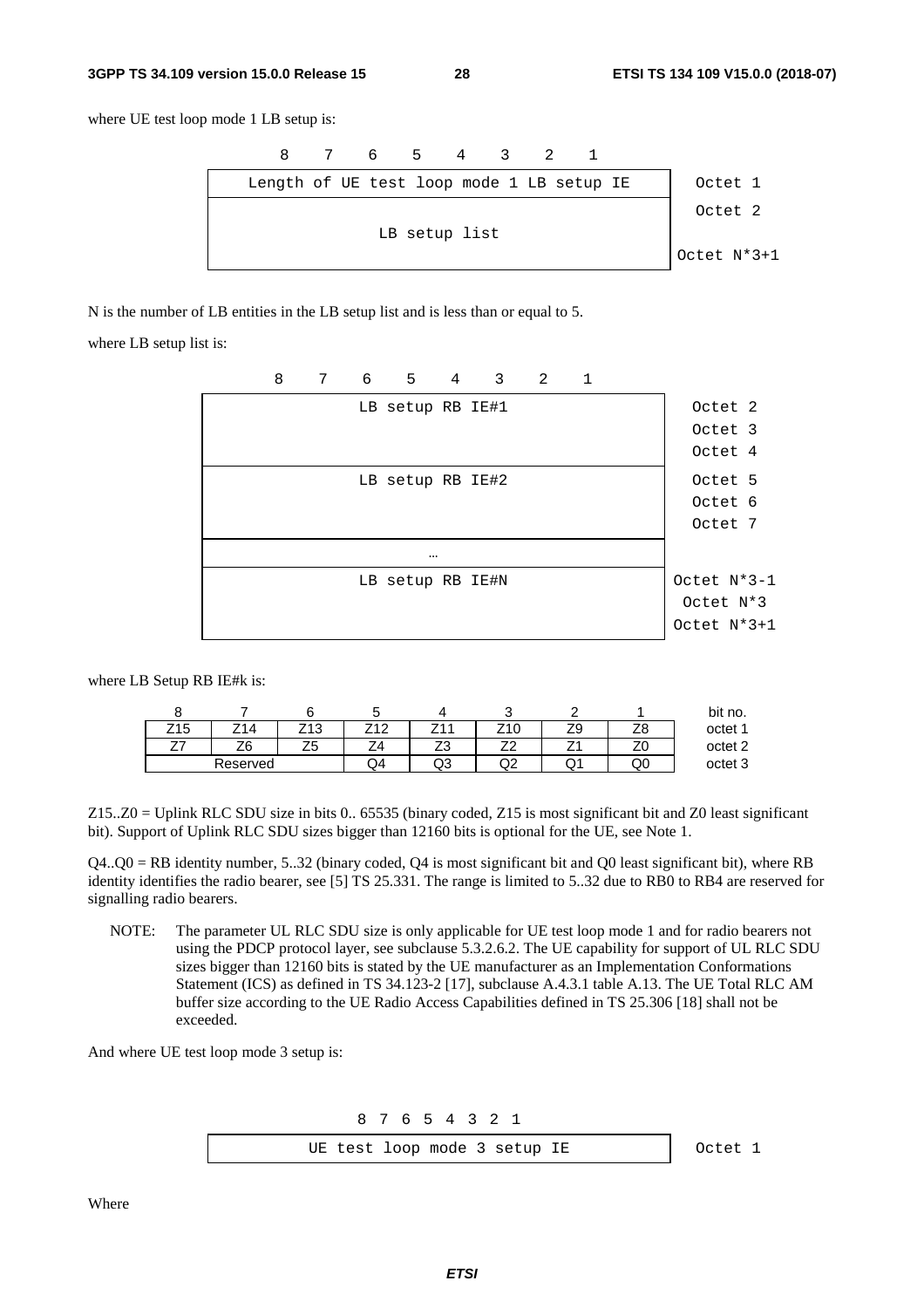where UE test loop mode 1 LB setup is:

| 8 | 7 | 6 | 5 | 4 | 3 | 2 | 1 | |
|---|---|---|---|---|---|---|---|---|
| Length of UE test loop mode 1 LB setup IE | | | | | | | | Octet 1 |
| LB setup list | | | | | | | | Octet 2<br>Octet N*3+1 |

N is the number of LB entities in the LB setup list and is less than or equal to 5.

where LB setup list is:

| 8 | 7 | 6 | 5 | 4 | 3 | 2 | 1 | |
|---|---|---|---|---|---|---|---|---|
| LB setup RB IE#1 | | | | | | | | Octet 2<br>Octet 3<br>Octet 4 |
| LB setup RB IE#2 | | | | | | | | Octet 5<br>Octet 6<br>Octet 7 |
| … | | | | | | | | |
| LB setup RB IE#N | | | | | | | | Octet N*3-1<br>Octet N*3<br>Octet N*3+1 |

where LB Setup RB IE#k is:

| 8 | 7 | 6 | 5 | 4 | 3 | 2 | 1 | bit no. |
|---|---|---|---|---|---|---|---|---|
| Z15 | Z14 | Z13 | Z12 | Z11 | Z10 | Z9 | Z8 | octet 1 |
| Z7 | Z6 | Z5 | Z4 | Z3 | Z2 | Z1 | Z0 | octet 2 |
| Reserved | | | Q4 | Q3 | Q2 | Q1 | Q0 | octet 3 |

Z15..Z0 = Uplink RLC SDU size in bits 0.. 65535 (binary coded, Z15 is most significant bit and Z0 least significant bit). Support of Uplink RLC SDU sizes bigger than 12160 bits is optional for the UE, see Note 1.

Q4..Q0 = RB identity number, 5..32 (binary coded, Q4 is most significant bit and Q0 least significant bit), where RB identity identifies the radio bearer, see [5] TS 25.331. The range is limited to 5..32 due to RB0 to RB4 are reserved for signalling radio bearers.

NOTE: The parameter UL RLC SDU size is only applicable for UE test loop mode 1 and for radio bearers not using the PDCP protocol layer, see subclause 5.3.2.6.2. The UE capability for support of UL RLC SDU sizes bigger than 12160 bits is stated by the UE manufacturer as an Implementation Conformations Statement (ICS) as defined in TS 34.123-2 [17], subclause A.4.3.1 table A.13. The UE Total RLC AM buffer size according to the UE Radio Access Capabilities defined in TS 25.306 [18] shall not be exceeded.

And where UE test loop mode 3 setup is:

| 8 7 6 5 4 3 2 1 | |
|---|---|
| UE test loop mode 3 setup IE | Octet 1 |

Where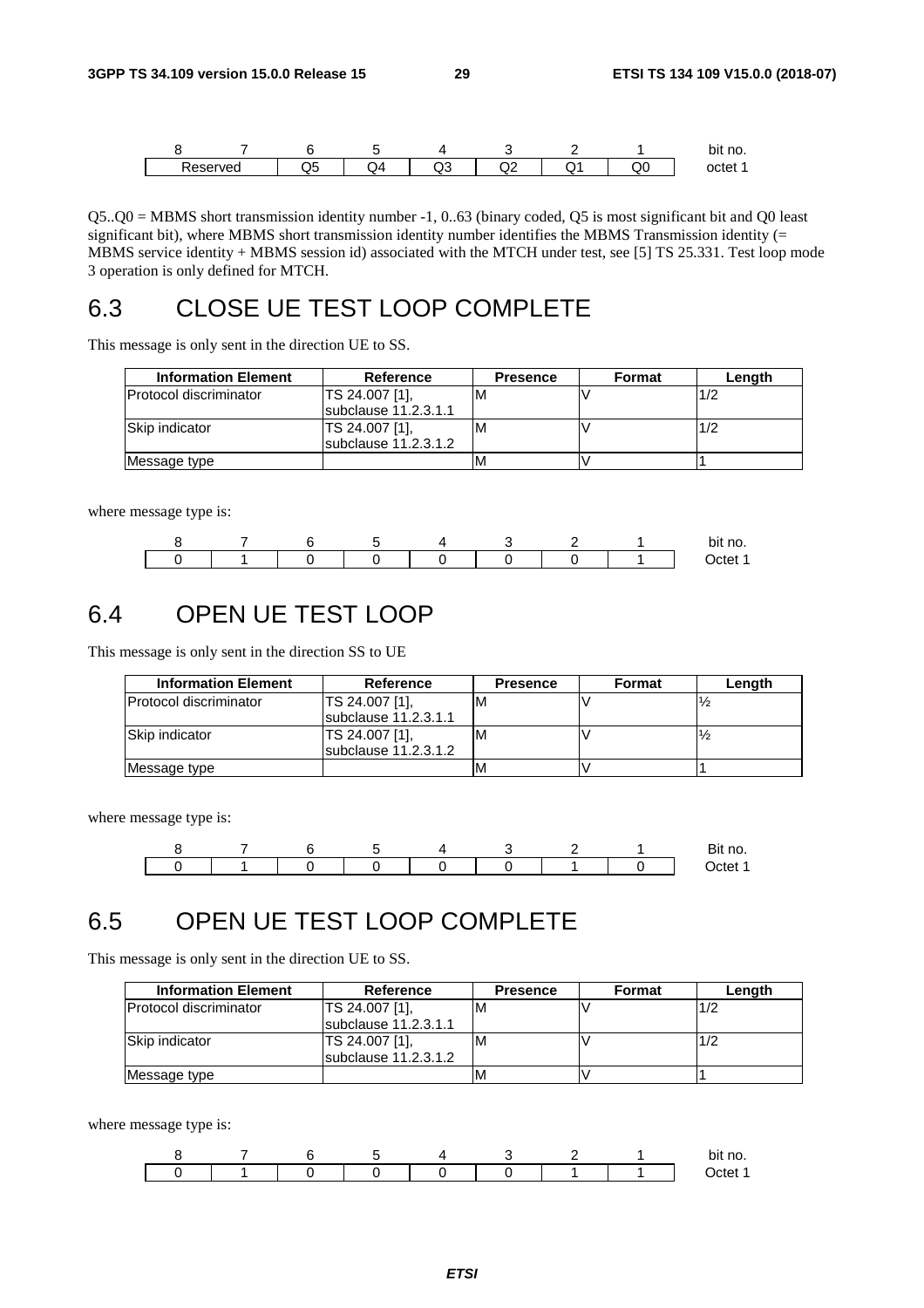| 8 | 7 | 6 | 5 | 4 | 3 | 2 | 1 | bit no. |
|---|---|---|---|---|---|---|---|---|
| Reserved | | Q5 | Q4 | Q3 | Q2 | Q1 | Q0 | octet 1 |

Q5..Q0 = MBMS short transmission identity number -1, 0..63 (binary coded, Q5 is most significant bit and Q0 least significant bit), where MBMS short transmission identity number identifies the MBMS Transmission identity (= MBMS service identity + MBMS session id) associated with the MTCH under test, see [5] TS 25.331. Test loop mode 3 operation is only defined for MTCH.

# 6.3 CLOSE UE TEST LOOP COMPLETE

This message is only sent in the direction UE to SS.

| Information Element | Reference | Presence | Format | Length |
|---|---|---|---|---|
| Protocol discriminator | TS 24.007 [1], subclause 11.2.3.1.1 | M | V | 1/2 |
| Skip indicator | TS 24.007 [1], subclause 11.2.3.1.2 | M | V | 1/2 |
| Message type | | M | V | 1 |

where message type is:

| 8 | 7 | 6 | 5 | 4 | 3 | 2 | 1 | bit no. |
|---|---|---|---|---|---|---|---|---|
| 0 | 1 | 0 | 0 | 0 | 0 | 0 | 1 | Octet 1 |

# 6.4 OPEN UE TEST LOOP

This message is only sent in the direction SS to UE

| Information Element | Reference | Presence | Format | Length |
|---|---|---|---|---|
| Protocol discriminator | TS 24.007 [1], subclause 11.2.3.1.1 | M | V | ½ |
| Skip indicator | TS 24.007 [1], subclause 11.2.3.1.2 | M | V | ½ |
| Message type | | M | V | 1 |

where message type is:

| 8 | 7 | 6 | 5 | 4 | 3 | 2 | 1 | Bit no. |
|---|---|---|---|---|---|---|---|---|
| 0 | 1 | 0 | 0 | 0 | 0 | 1 | 0 | Octet 1 |

# 6.5 OPEN UE TEST LOOP COMPLETE

This message is only sent in the direction UE to SS.

| Information Element | Reference | Presence | Format | Length |
|---|---|---|---|---|
| Protocol discriminator | TS 24.007 [1], subclause 11.2.3.1.1 | M | V | 1/2 |
| Skip indicator | TS 24.007 [1], subclause 11.2.3.1.2 | M | V | 1/2 |
| Message type | | M | V | 1 |

where message type is:

| 8 | 7 | 6 | 5 | 4 | 3 | 2 | 1 | bit no. |
|---|---|---|---|---|---|---|---|---|
| 0 | 1 | 0 | 0 | 0 | 0 | 1 | 1 | Octet 1 |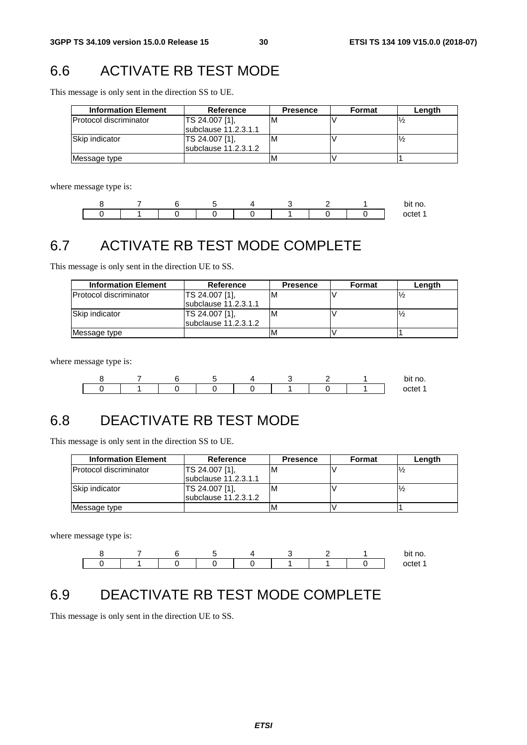## 6.6 ACTIVATE RB TEST MODE

This message is only sent in the direction SS to UE.

| Information Element | Reference | Presence | Format | Length |
|---|---|---|---|---|
| Protocol discriminator | TS 24.007 [1], subclause 11.2.3.1.1 | M | V | ½ |
| Skip indicator | TS 24.007 [1], subclause 11.2.3.1.2 | M | V | ½ |
| Message type | | M | V | 1 |

where message type is:

| 8 | 7 | 6 | 5 | 4 | 3 | 2 | 1 | bit no. |
|---|---|---|---|---|---|---|---|---|
| 0 | 1 | 0 | 0 | 0 | 1 | 0 | 0 | octet 1 |

## 6.7 ACTIVATE RB TEST MODE COMPLETE

This message is only sent in the direction UE to SS.

| Information Element | Reference | Presence | Format | Length |
|---|---|---|---|---|
| Protocol discriminator | TS 24.007 [1], subclause 11.2.3.1.1 | M | V | ½ |
| Skip indicator | TS 24.007 [1], subclause 11.2.3.1.2 | M | V | ½ |
| Message type | | M | V | 1 |

where message type is:

| 8 | 7 | 6 | 5 | 4 | 3 | 2 | 1 | bit no. |
|---|---|---|---|---|---|---|---|---|
| 0 | 1 | 0 | 0 | 0 | 1 | 0 | 1 | octet 1 |

## 6.8 DEACTIVATE RB TEST MODE

This message is only sent in the direction SS to UE.

| Information Element | Reference | Presence | Format | Length |
|---|---|---|---|---|
| Protocol discriminator | TS 24.007 [1], subclause 11.2.3.1.1 | M | V | ½ |
| Skip indicator | TS 24.007 [1], subclause 11.2.3.1.2 | M | V | ½ |
| Message type | | M | V | 1 |

where message type is:

| 8 | 7 | 6 | 5 | 4 | 3 | 2 | 1 | bit no. |
|---|---|---|---|---|---|---|---|---|
| 0 | 1 | 0 | 0 | 0 | 1 | 1 | 0 | octet 1 |

## 6.9 DEACTIVATE RB TEST MODE COMPLETE

This message is only sent in the direction UE to SS.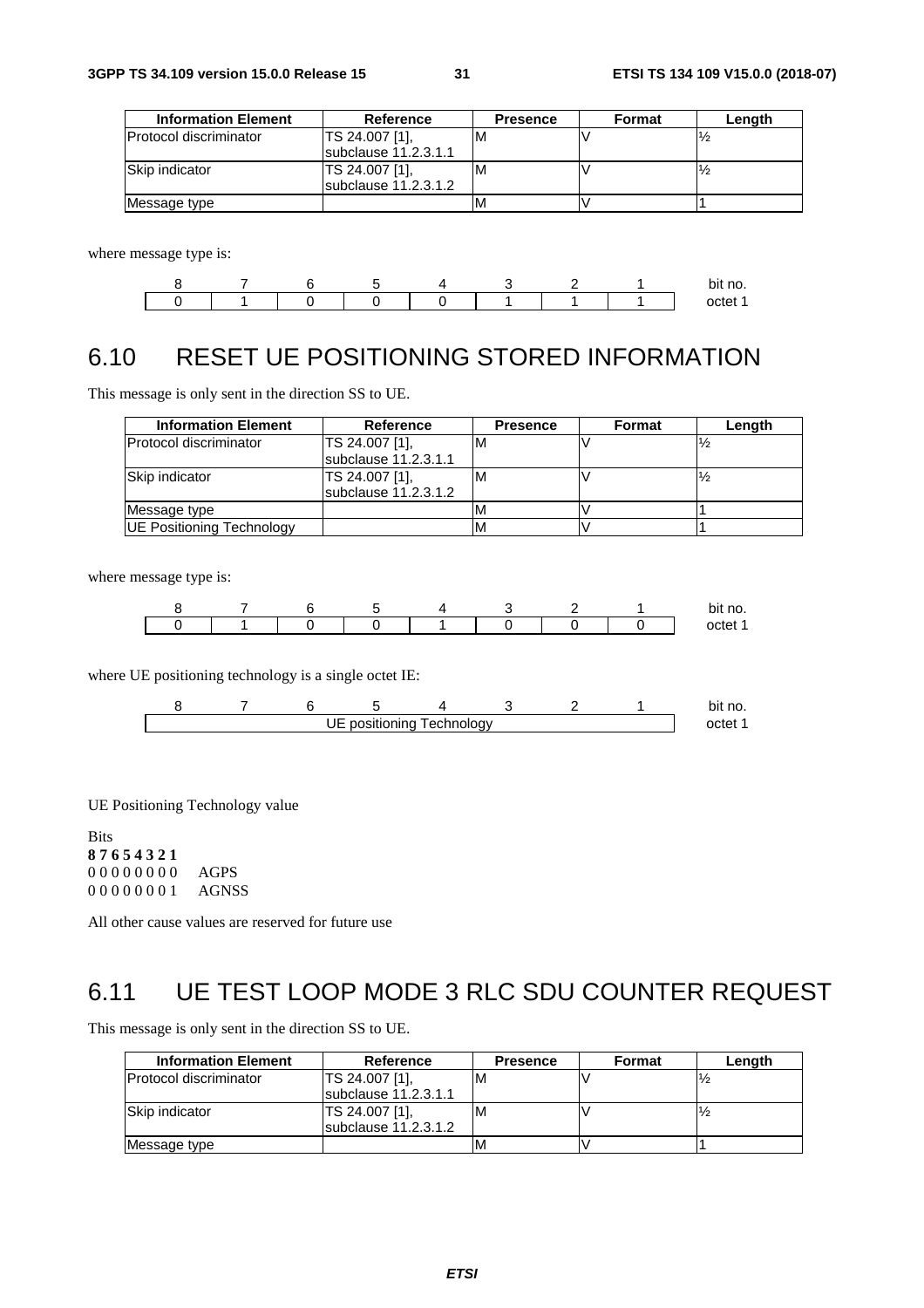| Information Element | Reference | Presence | Format | Length |
|---|---|---|---|---|
| Protocol discriminator | TS 24.007 [1], subclause 11.2.3.1.1 | M | V | ½ |
| Skip indicator | TS 24.007 [1], subclause 11.2.3.1.2 | M | V | ½ |
| Message type | | M | V | 1 |

where message type is:

| 8 | 7 | 6 | 5 | 4 | 3 | 2 | 1 | bit no. |
|---|---|---|---|---|---|---|---|---|
| 0 | 1 | 0 | 0 | 0 | 1 | 1 | 1 | octet 1 |

# 6.10 RESET UE POSITIONING STORED INFORMATION

This message is only sent in the direction SS to UE.

| Information Element | Reference | Presence | Format | Length |
|---|---|---|---|---|
| Protocol discriminator | TS 24.007 [1], subclause 11.2.3.1.1 | M | V | ½ |
| Skip indicator | TS 24.007 [1], subclause 11.2.3.1.2 | M | V | ½ |
| Message type | | M | V | 1 |
| UE Positioning Technology | | M | V | 1 |

where message type is:

| 8 | 7 | 6 | 5 | 4 | 3 | 2 | 1 | bit no. |
|---|---|---|---|---|---|---|---|---|
| 0 | 1 | 0 | 0 | 1 | 0 | 0 | 0 | octet 1 |

where UE positioning technology is a single octet IE:

| 8 | 7 | 6 | 5 | 4 | 3 | 2 | 1 | bit no. |
|---|---|---|---|---|---|---|---|---|
| UE positioning Technology | | | | | | | | octet 1 |

UE Positioning Technology value

Bits
**8 7 6 5 4 3 2 1**
0 0 0 0 0 0 0 0 AGPS
0 0 0 0 0 0 0 1 AGNSS

All other cause values are reserved for future use

# 6.11 UE TEST LOOP MODE 3 RLC SDU COUNTER REQUEST

This message is only sent in the direction SS to UE.

| Information Element | Reference | Presence | Format | Length |
|---|---|---|---|---|
| Protocol discriminator | TS 24.007 [1], subclause 11.2.3.1.1 | M | V | ½ |
| Skip indicator | TS 24.007 [1], subclause 11.2.3.1.2 | M | V | ½ |
| Message type | | M | V | 1 |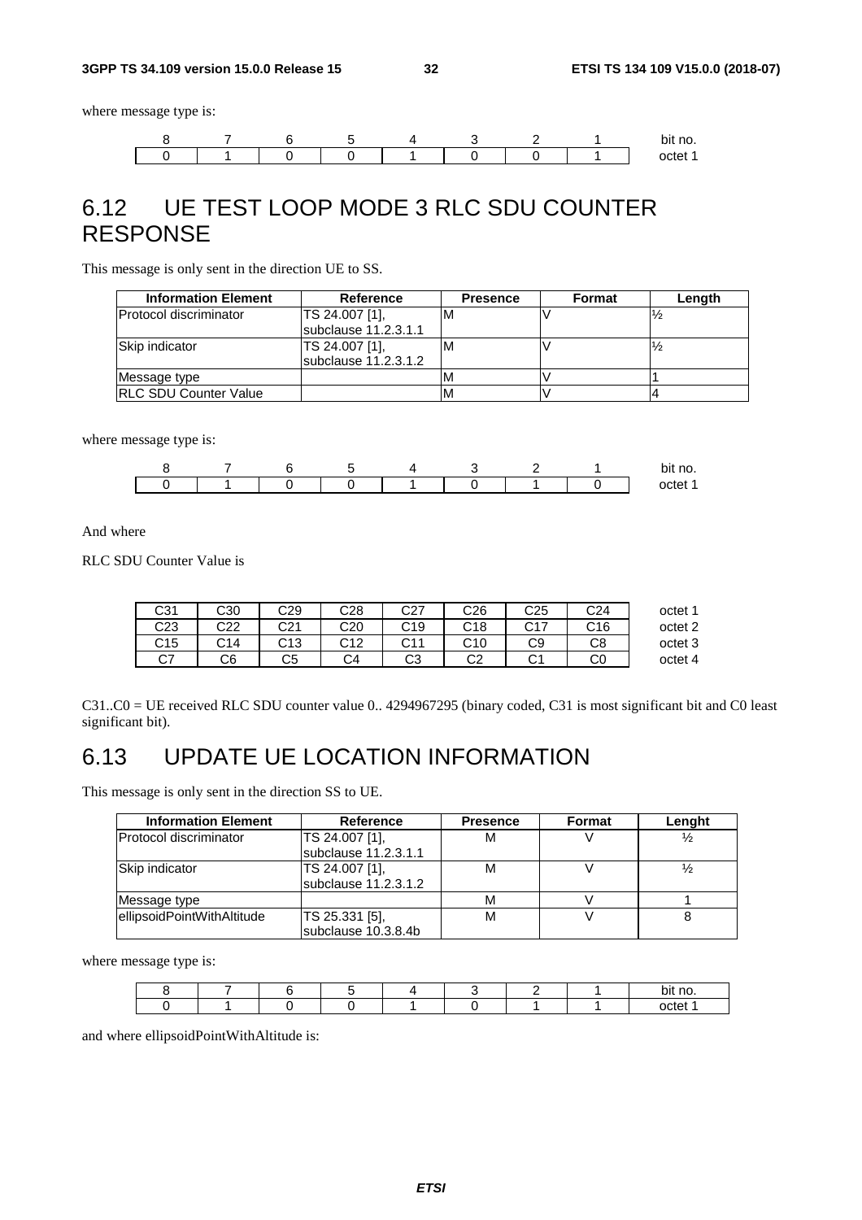where message type is:

| 8 | 7 | 6 | 5 | 4 | 3 | 2 | 1 | bit no. |
|---|---|---|---|---|---|---|---|---|
| 0 | 1 | 0 | 0 | 1 | 0 | 0 | 1 | octet 1 |

## 6.12 UE TEST LOOP MODE 3 RLC SDU COUNTER RESPONSE

This message is only sent in the direction UE to SS.

| Information Element | Reference | Presence | Format | Length |
|---|---|---|---|---|
| Protocol discriminator | TS 24.007 [1], subclause 11.2.3.1.1 | M | V | ½ |
| Skip indicator | TS 24.007 [1], subclause 11.2.3.1.2 | M | V | ½ |
| Message type | | M | V | 1 |
| RLC SDU Counter Value | | M | V | 4 |

where message type is:

| 8 | 7 | 6 | 5 | 4 | 3 | 2 | 1 | bit no. |
|---|---|---|---|---|---|---|---|---|
| 0 | 1 | 0 | 0 | 1 | 0 | 1 | 0 | octet 1 |

And where

RLC SDU Counter Value is

| | | | | | | | | |
|---|---|---|---|---|---|---|---|---|
| C31 | C30 | C29 | C28 | C27 | C26 | C25 | C24 | octet 1 |
| C23 | C22 | C21 | C20 | C19 | C18 | C17 | C16 | octet 2 |
| C15 | C14 | C13 | C12 | C11 | C10 | C9 | C8 | octet 3 |
| C7 | C6 | C5 | C4 | C3 | C2 | C1 | C0 | octet 4 |

C31..C0 = UE received RLC SDU counter value 0.. 4294967295 (binary coded, C31 is most significant bit and C0 least significant bit).

## 6.13 UPDATE UE LOCATION INFORMATION

This message is only sent in the direction SS to UE.

| Information Element | Reference | Presence | Format | Lenght |
|---|---|---|---|---|
| Protocol discriminator | TS 24.007 [1], subclause 11.2.3.1.1 | M | V | ½ |
| Skip indicator | TS 24.007 [1], subclause 11.2.3.1.2 | M | V | ½ |
| Message type | | M | V | 1 |
| ellipsoidPointWithAltitude | TS 25.331 [5], subclause 10.3.8.4b | M | V | 8 |

where message type is:

| 8 | 7 | 6 | 5 | 4 | 3 | 2 | 1 | bit no. |
|---|---|---|---|---|---|---|---|---|
| 0 | 1 | 0 | 0 | 1 | 0 | 1 | 1 | octet 1 |

and where ellipsoidPointWithAltitude is: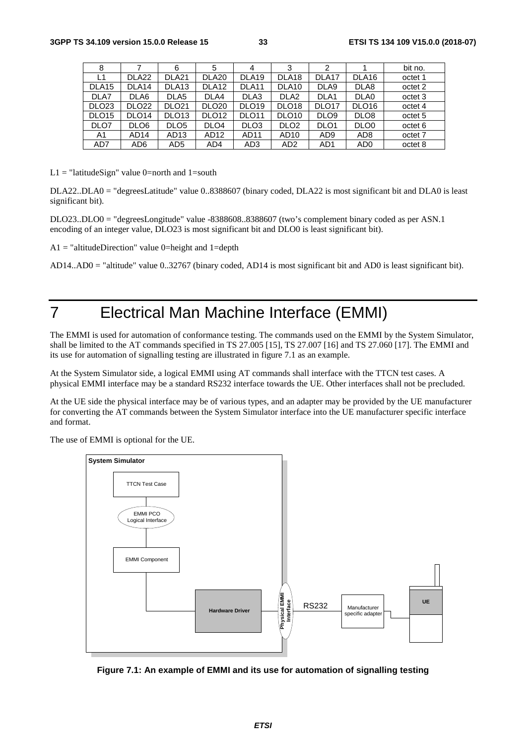| 8 | 7 | 6 | 5 | 4 | 3 | 2 | 1 | bit no. |
|---|---|---|---|---|---|---|---|---|
| L1 | DLA22 | DLA21 | DLA20 | DLA19 | DLA18 | DLA17 | DLA16 | octet 1 |
| DLA15 | DLA14 | DLA13 | DLA12 | DLA11 | DLA10 | DLA9 | DLA8 | octet 2 |
| DLA7 | DLA6 | DLA5 | DLA4 | DLA3 | DLA2 | DLA1 | DLA0 | octet 3 |
| DLO23 | DLO22 | DLO21 | DLO20 | DLO19 | DLO18 | DLO17 | DLO16 | octet 4 |
| DLO15 | DLO14 | DLO13 | DLO12 | DLO11 | DLO10 | DLO9 | DLO8 | octet 5 |
| DLO7 | DLO6 | DLO5 | DLO4 | DLO3 | DLO2 | DLO1 | DLO0 | octet 6 |
| A1 | AD14 | AD13 | AD12 | AD11 | AD10 | AD9 | AD8 | octet 7 |
| AD7 | AD6 | AD5 | AD4 | AD3 | AD2 | AD1 | AD0 | octet 8 |

L1 = "latitudeSign" value 0=north and 1=south

DLA22..DLA0 = "degreesLatitude" value 0..8388607 (binary coded, DLA22 is most significant bit and DLA0 is least significant bit).

DLO23..DLO0 = "degreesLongitude" value -8388608..8388607 (two's complement binary coded as per ASN.1 encoding of an integer value, DLO23 is most significant bit and DLO0 is least significant bit).

A1 = "altitudeDirection" value 0=height and 1=depth

AD14..AD0 = "altitude" value 0..32767 (binary coded, AD14 is most significant bit and AD0 is least significant bit).

# 7 Electrical Man Machine Interface (EMMI)

The EMMI is used for automation of conformance testing. The commands used on the EMMI by the System Simulator, shall be limited to the AT commands specified in TS 27.005 [15], TS 27.007 [16] and TS 27.060 [17]. The EMMI and its use for automation of signalling testing are illustrated in figure 7.1 as an example.

At the System Simulator side, a logical EMMI using AT commands shall interface with the TTCN test cases. A physical EMMI interface may be a standard RS232 interface towards the UE. Other interfaces shall not be precluded.

At the UE side the physical interface may be of various types, and an adapter may be provided by the UE manufacturer for converting the AT commands between the System Simulator interface into the UE manufacturer specific interface and format.

The use of EMMI is optional for the UE.

**Figure 7.1: An example of EMMI and its use for automation of signalling testing**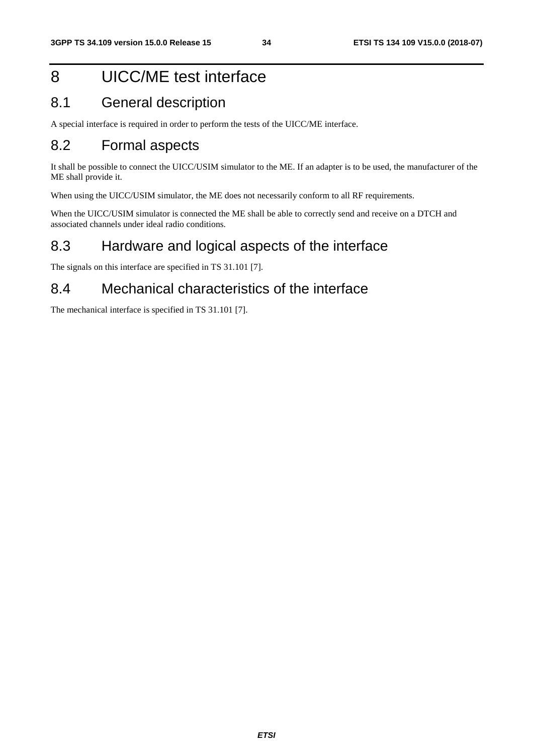# 8 UICC/ME test interface

## 8.1 General description

A special interface is required in order to perform the tests of the UICC/ME interface.

## 8.2 Formal aspects

It shall be possible to connect the UICC/USIM simulator to the ME. If an adapter is to be used, the manufacturer of the ME shall provide it.

When using the UICC/USIM simulator, the ME does not necessarily conform to all RF requirements.

When the UICC/USIM simulator is connected the ME shall be able to correctly send and receive on a DTCH and associated channels under ideal radio conditions.

## 8.3 Hardware and logical aspects of the interface

The signals on this interface are specified in TS 31.101 [7].

## 8.4 Mechanical characteristics of the interface

The mechanical interface is specified in TS 31.101 [7].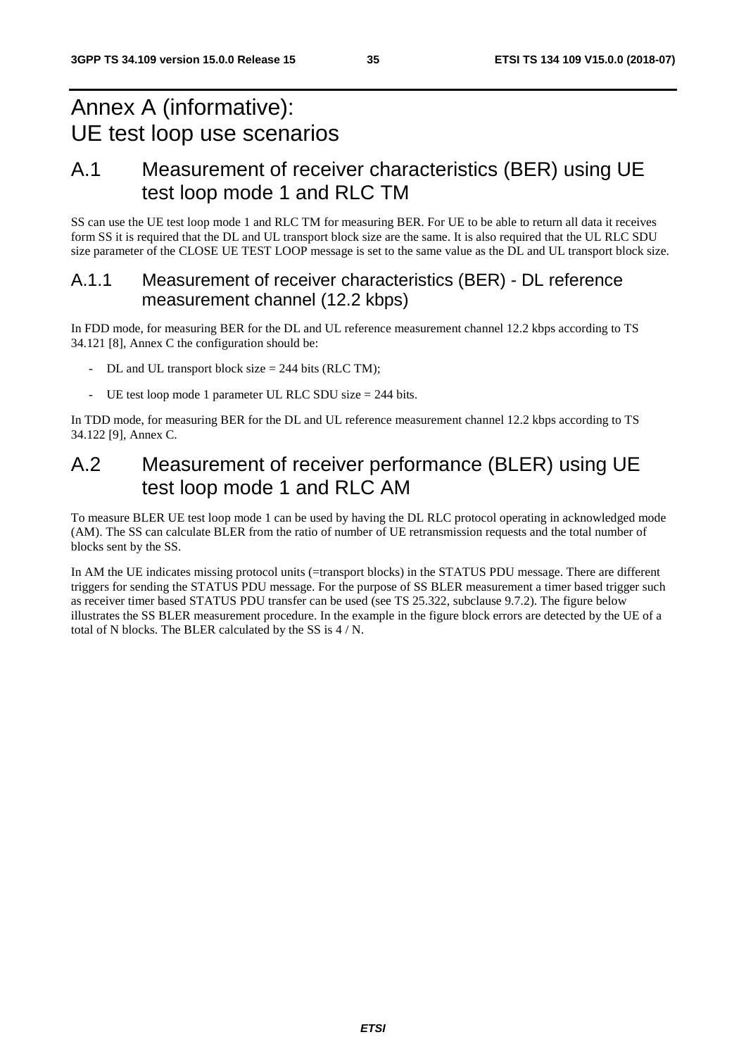# Annex A (informative): UE test loop use scenarios

## A.1 Measurement of receiver characteristics (BER) using UE test loop mode 1 and RLC TM

SS can use the UE test loop mode 1 and RLC TM for measuring BER. For UE to be able to return all data it receives form SS it is required that the DL and UL transport block size are the same. It is also required that the UL RLC SDU size parameter of the CLOSE UE TEST LOOP message is set to the same value as the DL and UL transport block size.

### A.1.1 Measurement of receiver characteristics (BER) - DL reference measurement channel (12.2 kbps)

In FDD mode, for measuring BER for the DL and UL reference measurement channel 12.2 kbps according to TS 34.121 [8], Annex C the configuration should be:

- DL and UL transport block size = 244 bits (RLC TM);
- UE test loop mode 1 parameter UL RLC SDU size = 244 bits.

In TDD mode, for measuring BER for the DL and UL reference measurement channel 12.2 kbps according to TS 34.122 [9], Annex C.

## A.2 Measurement of receiver performance (BLER) using UE test loop mode 1 and RLC AM

To measure BLER UE test loop mode 1 can be used by having the DL RLC protocol operating in acknowledged mode (AM). The SS can calculate BLER from the ratio of number of UE retransmission requests and the total number of blocks sent by the SS.

In AM the UE indicates missing protocol units (=transport blocks) in the STATUS PDU message. There are different triggers for sending the STATUS PDU message. For the purpose of SS BLER measurement a timer based trigger such as receiver timer based STATUS PDU transfer can be used (see TS 25.322, subclause 9.7.2). The figure below illustrates the SS BLER measurement procedure. In the example in the figure block errors are detected by the UE of a total of N blocks. The BLER calculated by the SS is 4 / N.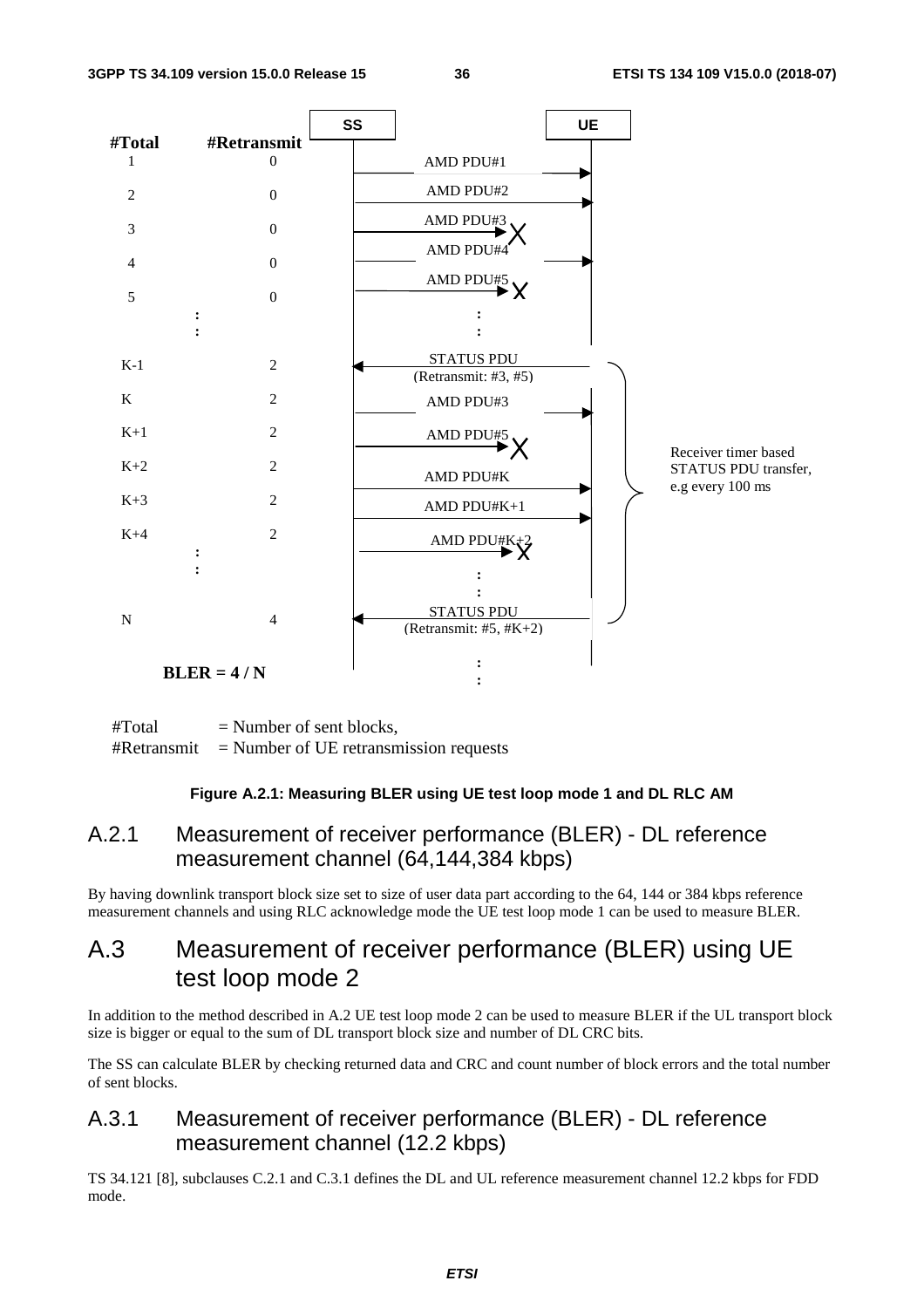| #Total | #Retransmit | SS → UE |
|---|---|---|
| 1 | 0 | AMD PDU#1 |
| 2 | 0 | AMD PDU#2 |
| 3 | 0 | AMD PDU#3 X |
| 4 | 0 | AMD PDU#4 |
| 5 | 0 | AMD PDU#5 X |
| : | : | : |
| K-1 | 2 | STATUS PDU (Retransmit: #3, #5) |
| K | 2 | AMD PDU#3 |
| K+1 | 2 | AMD PDU#5 X |
| K+2 | 2 | AMD PDU#K |
| K+3 | 2 | AMD PDU#K+1 |
| K+4 | 2 | AMD PDU#K+2 X |
| : | : | : |
| N | 4 | STATUS PDU (Retransmit: #5, #K+2) |

Receiver timer based STATUS PDU transfer, e.g every 100 ms

**BLER = 4 / N**

#Total = Number of sent blocks,
#Retransmit = Number of UE retransmission requests

**Figure A.2.1: Measuring BLER using UE test loop mode 1 and DL RLC AM**

### A.2.1 Measurement of receiver performance (BLER) - DL reference measurement channel (64,144,384 kbps)

By having downlink transport block size set to size of user data part according to the 64, 144 or 384 kbps reference measurement channels and using RLC acknowledge mode the UE test loop mode 1 can be used to measure BLER.

## A.3 Measurement of receiver performance (BLER) using UE test loop mode 2

In addition to the method described in A.2 UE test loop mode 2 can be used to measure BLER if the UL transport block size is bigger or equal to the sum of DL transport block size and number of DL CRC bits.

The SS can calculate BLER by checking returned data and CRC and count number of block errors and the total number of sent blocks.

### A.3.1 Measurement of receiver performance (BLER) - DL reference measurement channel (12.2 kbps)

TS 34.121 [8], subclauses C.2.1 and C.3.1 defines the DL and UL reference measurement channel 12.2 kbps for FDD mode.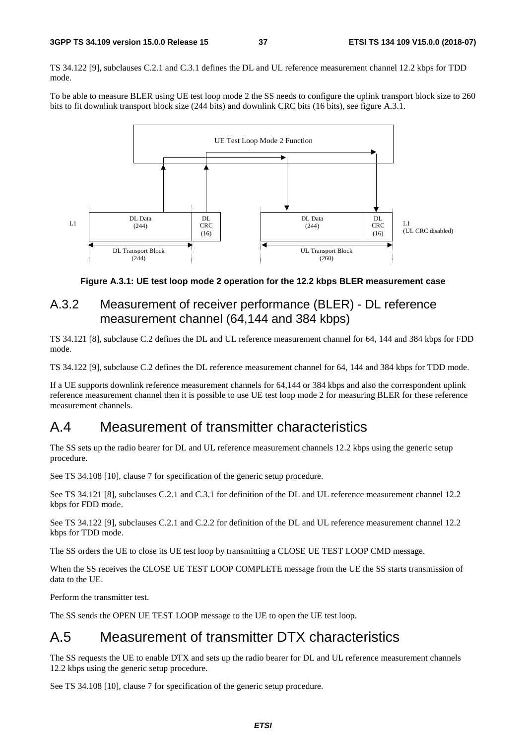TS 34.122 [9], subclauses C.2.1 and C.3.1 defines the DL and UL reference measurement channel 12.2 kbps for TDD mode.

To be able to measure BLER using UE test loop mode 2 the SS needs to configure the uplink transport block size to 260 bits to fit downlink transport block size (244 bits) and downlink CRC bits (16 bits), see figure A.3.1.

**Figure A.3.1: UE test loop mode 2 operation for the 12.2 kbps BLER measurement case**

## A.3.2 Measurement of receiver performance (BLER) - DL reference measurement channel (64,144 and 384 kbps)

TS 34.121 [8], subclause C.2 defines the DL and UL reference measurement channel for 64, 144 and 384 kbps for FDD mode.

TS 34.122 [9], subclause C.2 defines the DL reference measurement channel for 64, 144 and 384 kbps for TDD mode.

If a UE supports downlink reference measurement channels for 64,144 or 384 kbps and also the correspondent uplink reference measurement channel then it is possible to use UE test loop mode 2 for measuring BLER for these reference measurement channels.

# A.4 Measurement of transmitter characteristics

The SS sets up the radio bearer for DL and UL reference measurement channels 12.2 kbps using the generic setup procedure.

See TS 34.108 [10], clause 7 for specification of the generic setup procedure.

See TS 34.121 [8], subclauses C.2.1 and C.3.1 for definition of the DL and UL reference measurement channel 12.2 kbps for FDD mode.

See TS 34.122 [9], subclauses C.2.1 and C.2.2 for definition of the DL and UL reference measurement channel 12.2 kbps for TDD mode.

The SS orders the UE to close its UE test loop by transmitting a CLOSE UE TEST LOOP CMD message.

When the SS receives the CLOSE UE TEST LOOP COMPLETE message from the UE the SS starts transmission of data to the UE.

Perform the transmitter test.

The SS sends the OPEN UE TEST LOOP message to the UE to open the UE test loop.

# A.5 Measurement of transmitter DTX characteristics

The SS requests the UE to enable DTX and sets up the radio bearer for DL and UL reference measurement channels 12.2 kbps using the generic setup procedure.

See TS 34.108 [10], clause 7 for specification of the generic setup procedure.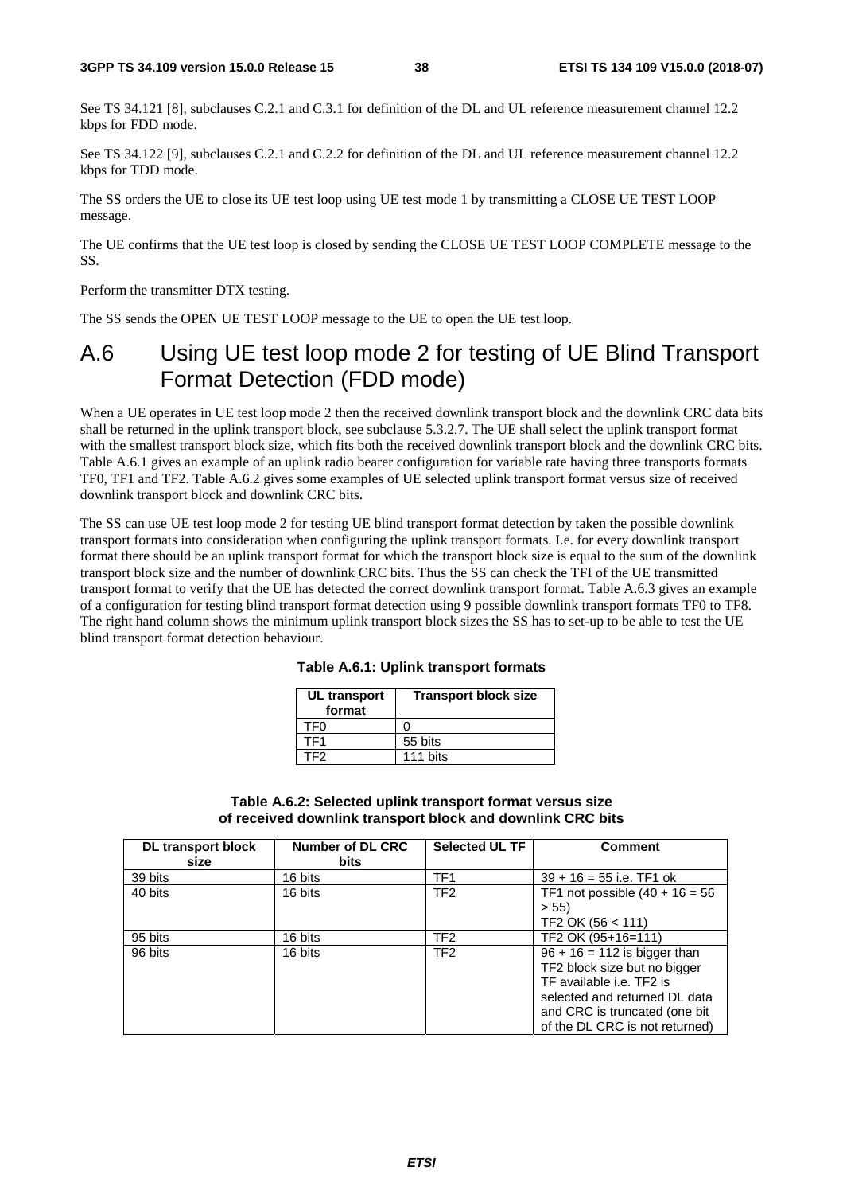See TS 34.121 [8], subclauses C.2.1 and C.3.1 for definition of the DL and UL reference measurement channel 12.2 kbps for FDD mode.

See TS 34.122 [9], subclauses C.2.1 and C.2.2 for definition of the DL and UL reference measurement channel 12.2 kbps for TDD mode.

The SS orders the UE to close its UE test loop using UE test mode 1 by transmitting a CLOSE UE TEST LOOP message.

The UE confirms that the UE test loop is closed by sending the CLOSE UE TEST LOOP COMPLETE message to the SS.

Perform the transmitter DTX testing.

The SS sends the OPEN UE TEST LOOP message to the UE to open the UE test loop.

# A.6 Using UE test loop mode 2 for testing of UE Blind Transport Format Detection (FDD mode)

When a UE operates in UE test loop mode 2 then the received downlink transport block and the downlink CRC data bits shall be returned in the uplink transport block, see subclause 5.3.2.7. The UE shall select the uplink transport format with the smallest transport block size, which fits both the received downlink transport block and the downlink CRC bits. Table A.6.1 gives an example of an uplink radio bearer configuration for variable rate having three transports formats TF0, TF1 and TF2. Table A.6.2 gives some examples of UE selected uplink transport format versus size of received downlink transport block and downlink CRC bits.

The SS can use UE test loop mode 2 for testing UE blind transport format detection by taken the possible downlink transport formats into consideration when configuring the uplink transport formats. I.e. for every downlink transport format there should be an uplink transport format for which the transport block size is equal to the sum of the downlink transport block size and the number of downlink CRC bits. Thus the SS can check the TFI of the UE transmitted transport format to verify that the UE has detected the correct downlink transport format. Table A.6.3 gives an example of a configuration for testing blind transport format detection using 9 possible downlink transport formats TF0 to TF8. The right hand column shows the minimum uplink transport block sizes the SS has to set-up to be able to test the UE blind transport format detection behaviour.

**Table A.6.1: Uplink transport formats**

| UL transport format | Transport block size |
|---|---|
| TF0 | 0 |
| TF1 | 55 bits |
| TF2 | 111 bits |

**Table A.6.2: Selected uplink transport format versus size of received downlink transport block and downlink CRC bits**

| DL transport block size | Number of DL CRC bits | Selected UL TF | Comment |
|---|---|---|---|
| 39 bits | 16 bits | TF1 | 39 + 16 = 55 i.e. TF1 ok |
| 40 bits | 16 bits | TF2 | TF1 not possible (40 + 16 = 56 > 55)<br>TF2 OK (56 < 111) |
| 95 bits | 16 bits | TF2 | TF2 OK (95+16=111) |
| 96 bits | 16 bits | TF2 | 96 + 16 = 112 is bigger than TF2 block size but no bigger TF available i.e. TF2 is selected and returned DL data and CRC is truncated (one bit of the DL CRC is not returned) |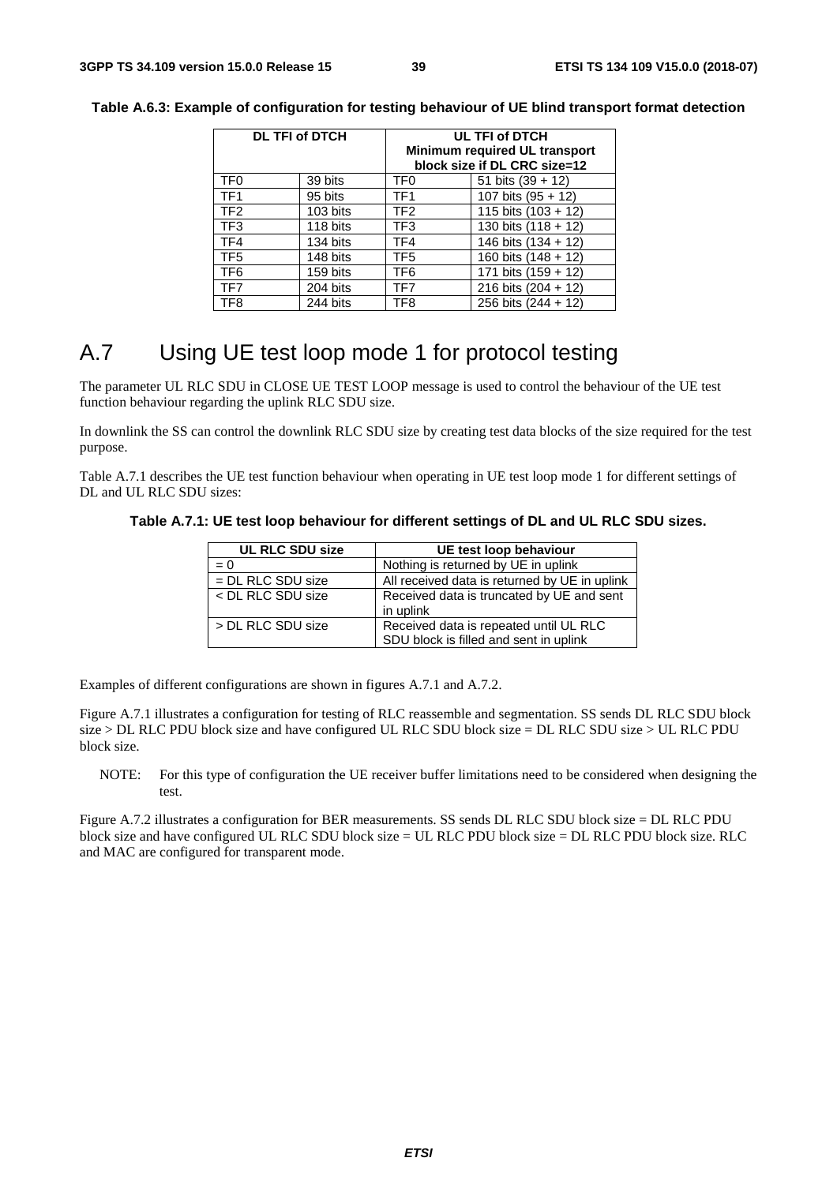**Table A.6.3: Example of configuration for testing behaviour of UE blind transport format detection**

| DL TFI of DTCH | | UL TFI of DTCH Minimum required UL transport block size if DL CRC size=12 | |
|---|---|---|---|
| TF0 | 39 bits | TF0 | 51 bits (39 + 12) |
| TF1 | 95 bits | TF1 | 107 bits (95 + 12) |
| TF2 | 103 bits | TF2 | 115 bits (103 + 12) |
| TF3 | 118 bits | TF3 | 130 bits (118 + 12) |
| TF4 | 134 bits | TF4 | 146 bits (134 + 12) |
| TF5 | 148 bits | TF5 | 160 bits (148 + 12) |
| TF6 | 159 bits | TF6 | 171 bits (159 + 12) |
| TF7 | 204 bits | TF7 | 216 bits (204 + 12) |
| TF8 | 244 bits | TF8 | 256 bits (244 + 12) |

# A.7 Using UE test loop mode 1 for protocol testing

The parameter UL RLC SDU in CLOSE UE TEST LOOP message is used to control the behaviour of the UE test function behaviour regarding the uplink RLC SDU size.

In downlink the SS can control the downlink RLC SDU size by creating test data blocks of the size required for the test purpose.

Table A.7.1 describes the UE test function behaviour when operating in UE test loop mode 1 for different settings of DL and UL RLC SDU sizes:

**Table A.7.1: UE test loop behaviour for different settings of DL and UL RLC SDU sizes.**

| UL RLC SDU size | UE test loop behaviour |
|---|---|
| = 0 | Nothing is returned by UE in uplink |
| = DL RLC SDU size | All received data is returned by UE in uplink |
| < DL RLC SDU size | Received data is truncated by UE and sent in uplink |
| > DL RLC SDU size | Received data is repeated until UL RLC SDU block is filled and sent in uplink |

Examples of different configurations are shown in figures A.7.1 and A.7.2.

Figure A.7.1 illustrates a configuration for testing of RLC reassemble and segmentation. SS sends DL RLC SDU block size > DL RLC PDU block size and have configured UL RLC SDU block size = DL RLC SDU size > UL RLC PDU block size.

NOTE: For this type of configuration the UE receiver buffer limitations need to be considered when designing the test.

Figure A.7.2 illustrates a configuration for BER measurements. SS sends DL RLC SDU block size = DL RLC PDU block size and have configured UL RLC SDU block size = UL RLC PDU block size = DL RLC PDU block size. RLC and MAC are configured for transparent mode.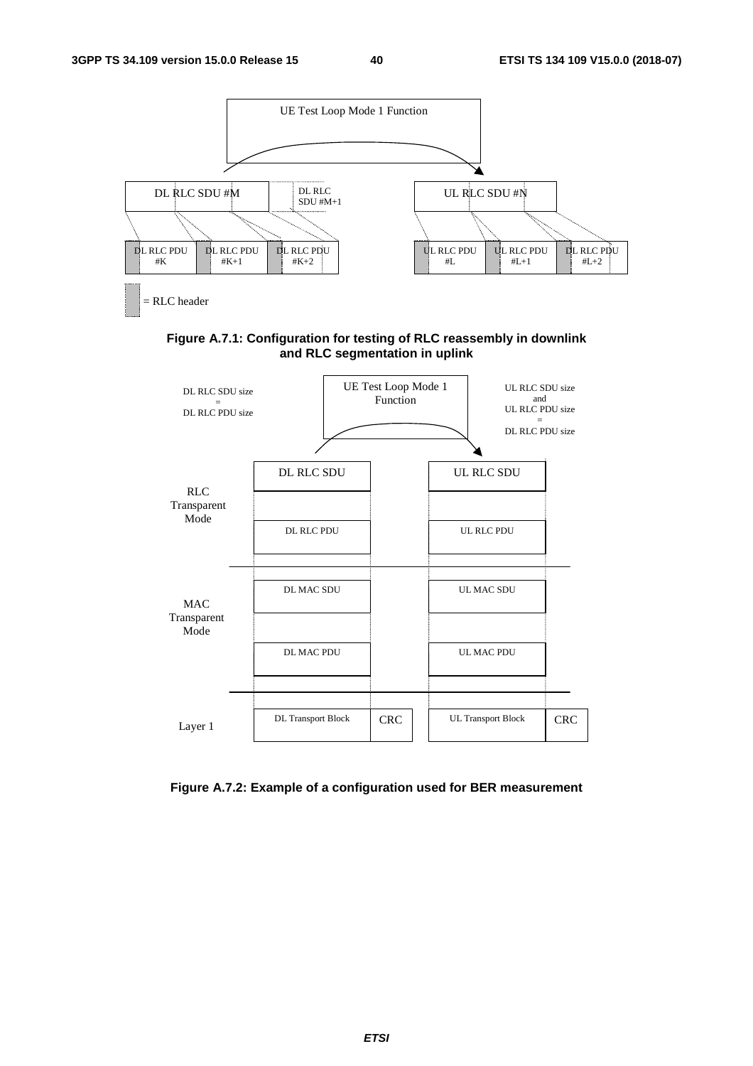UE Test Loop Mode 1 Function

DL RLC SDU #M

DL RLC SDU #M+1

UL RLC SDU #N

DL RLC PDU #K

DL RLC PDU #K+1

DL RLC PDU #K+2

UL RLC PDU #L

UL RLC PDU #L+1

DL RLC PDU #L+2

= RLC header

**Figure A.7.1: Configuration for testing of RLC reassembly in downlink and RLC segmentation in uplink**

DL RLC SDU size = DL RLC PDU size

UE Test Loop Mode 1 Function

UL RLC SDU size and UL RLC PDU size = DL RLC PDU size

RLC Transparent Mode

DL RLC SDU

UL RLC SDU

DL RLC PDU

UL RLC PDU

MAC Transparent Mode

DL MAC SDU

UL MAC SDU

DL MAC PDU

UL MAC PDU

Layer 1

DL Transport Block

CRC

UL Transport Block

CRC

**Figure A.7.2: Example of a configuration used for BER measurement**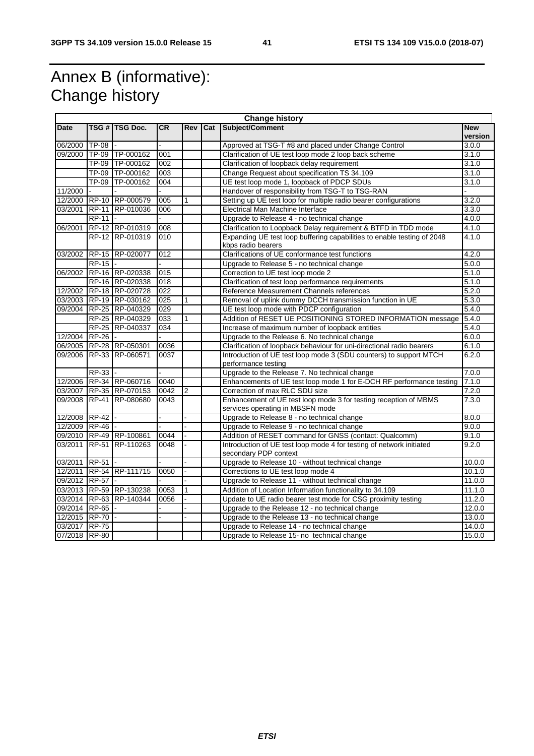# Annex B (informative): Change history

| Change history | | | | | | | |
|---|---|---|---|---|---|---|---|
| **Date** | **TSG #** | **TSG Doc.** | **CR** | **Rev** | **Cat** | **Subject/Comment** | **New version** |
| 06/2000 | TP-08 | - | - | | | Approved at TSG-T #8 and placed under Change Control | 3.0.0 |
| 09/2000 | TP-09 | TP-000162 | 001 | | | Clarification of UE test loop mode 2 loop back scheme | 3.1.0 |
| | TP-09 | TP-000162 | 002 | | | Clarification of loopback delay requirement | 3.1.0 |
| | TP-09 | TP-000162 | 003 | | | Change Request about specification TS 34.109 | 3.1.0 |
| | TP-09 | TP-000162 | 004 | | | UE test loop mode 1, loopback of PDCP SDUs | 3.1.0 |
| 11/2000 | - | - | - | | | Handover of responsibility from TSG-T to TSG-RAN | - |
| 12/2000 | RP-10 | RP-000579 | 005 | 1 | | Setting up UE test loop for multiple radio bearer configurations | 3.2.0 |
| 03/2001 | RP-11 | RP-010036 | 006 | | | Electrical Man Machine Interface | 3.3.0 |
| | RP-11 | - | - | | | Upgrade to Release 4 - no technical change | 4.0.0 |
| 06/2001 | RP-12 | RP-010319 | 008 | | | Clarification to Loopback Delay requirement & BTFD in TDD mode | 4.1.0 |
| | RP-12 | RP-010319 | 010 | | | Expanding UE test loop buffering capabilities to enable testing of 2048 kbps radio bearers | 4.1.0 |
| 03/2002 | RP-15 | RP-020077 | 012 | | | Clarifications of UE conformance test functions | 4.2.0 |
| | RP-15 | - | - | | | Upgrade to Release 5 - no technical change | 5.0.0 |
| 06/2002 | RP-16 | RP-020338 | 015 | | | Correction to UE test loop mode 2 | 5.1.0 |
| | RP-16 | RP-020338 | 018 | | | Clarification of test loop performance requirements | 5.1.0 |
| 12/2002 | RP-18 | RP-020728 | 022 | | | Reference Measurement Channels references | 5.2.0 |
| 03/2003 | RP-19 | RP-030162 | 025 | 1 | | Removal of uplink dummy DCCH transmission function in UE | 5.3.0 |
| 09/2004 | RP-25 | RP-040329 | 029 | | | UE test loop mode with PDCP configuration | 5.4.0 |
| | RP-25 | RP-040329 | 033 | 1 | | Addition of RESET UE POSITIONING STORED INFORMATION message | 5.4.0 |
| | RP-25 | RP-040337 | 034 | | | Increase of maximum number of loopback entities | 5.4.0 |
| 12/2004 | RP-26 | - | - | | | Upgrade to the Release 6. No technical change | 6.0.0 |
| 06/2005 | RP-28 | RP-050301 | 0036 | | | Clarification of loopback behaviour for uni-directional radio bearers | 6.1.0 |
| 09/2006 | RP-33 | RP-060571 | 0037 | | | Introduction of UE test loop mode 3 (SDU counters) to support MTCH performance testing | 6.2.0 |
| | RP-33 | - | - | | | Upgrade to the Release 7. No technical change | 7.0.0 |
| 12/2006 | RP-34 | RP-060716 | 0040 | | | Enhancements of UE test loop mode 1 for E-DCH RF performance testing | 7.1.0 |
| 03/2007 | RP-35 | RP-070153 | 0042 | 2 | | Correction of max RLC SDU size | 7.2.0 |
| 09/2008 | RP-41 | RP-080680 | 0043 | | | Enhancement of UE test loop mode 3 for testing reception of MBMS services operating in MBSFN mode | 7.3.0 |
| 12/2008 | RP-42 | - | - | - | | Upgrade to Release 8 - no technical change | 8.0.0 |
| 12/2009 | RP-46 | - | - | - | | Upgrade to Release 9 - no technical change | 9.0.0 |
| 09/2010 | RP-49 | RP-100861 | 0044 | - | | Addition of RESET command for GNSS (contact: Qualcomm) | 9.1.0 |
| 03/2011 | RP-51 | RP-110263 | 0048 | - | | Introduction of UE test loop mode 4 for testing of network initiated secondary PDP context | 9.2.0 |
| 03/2011 | RP-51 | - | - | - | | Upgrade to Release 10 - without technical change | 10.0.0 |
| 12/2011 | RP-54 | RP-111715 | 0050 | - | | Corrections to UE test loop mode 4 | 10.1.0 |
| 09/2012 | RP-57 | - | - | - | | Upgrade to Release 11 - without technical change | 11.0.0 |
| 03/2013 | RP-59 | RP-130238 | 0053 | 1 | | Addition of Location Information functionality to 34.109 | 11.1.0 |
| 03/2014 | RP-63 | RP-140344 | 0056 | - | | Update to UE radio bearer test mode for CSG proximity testing | 11.2.0 |
| 09/2014 | RP-65 | - | - | - | | Upgrade to the Release 12 - no technical change | 12.0.0 |
| 12/2015 | RP-70 | - | - | - | | Upgrade to the Release 13 - no technical change | 13.0.0 |
| 03/2017 | RP-75 | | | | | Upgrade to Release 14 - no technical change | 14.0.0 |
| 07/2018 | RP-80 | | | | | Upgrade to Release 15- no technical change | 15.0.0 |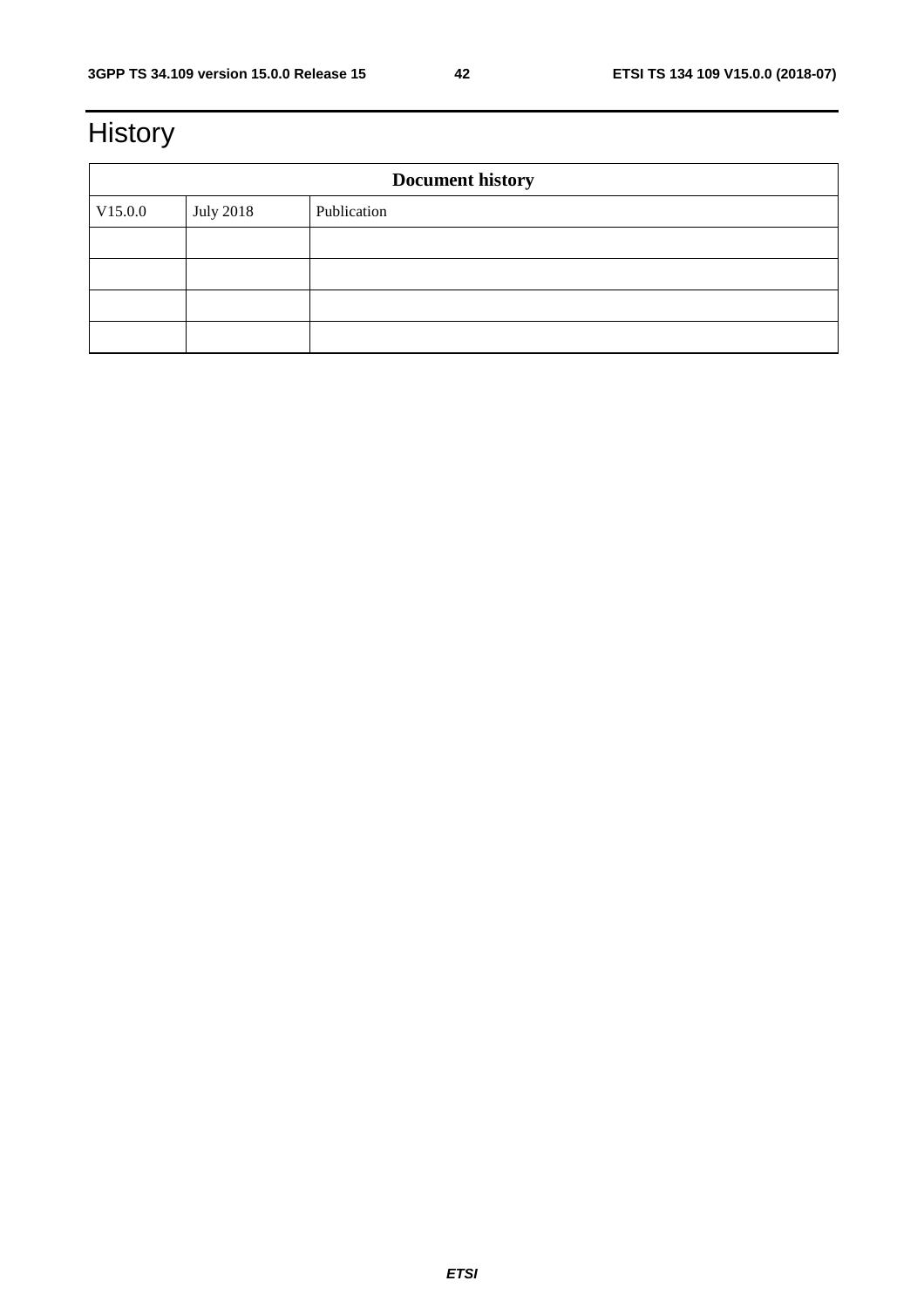# History

| Document history | | |
| --- | --- | --- |
| V15.0.0 | July 2018 | Publication |
| | | |
| | | |
| | | |
| | | |